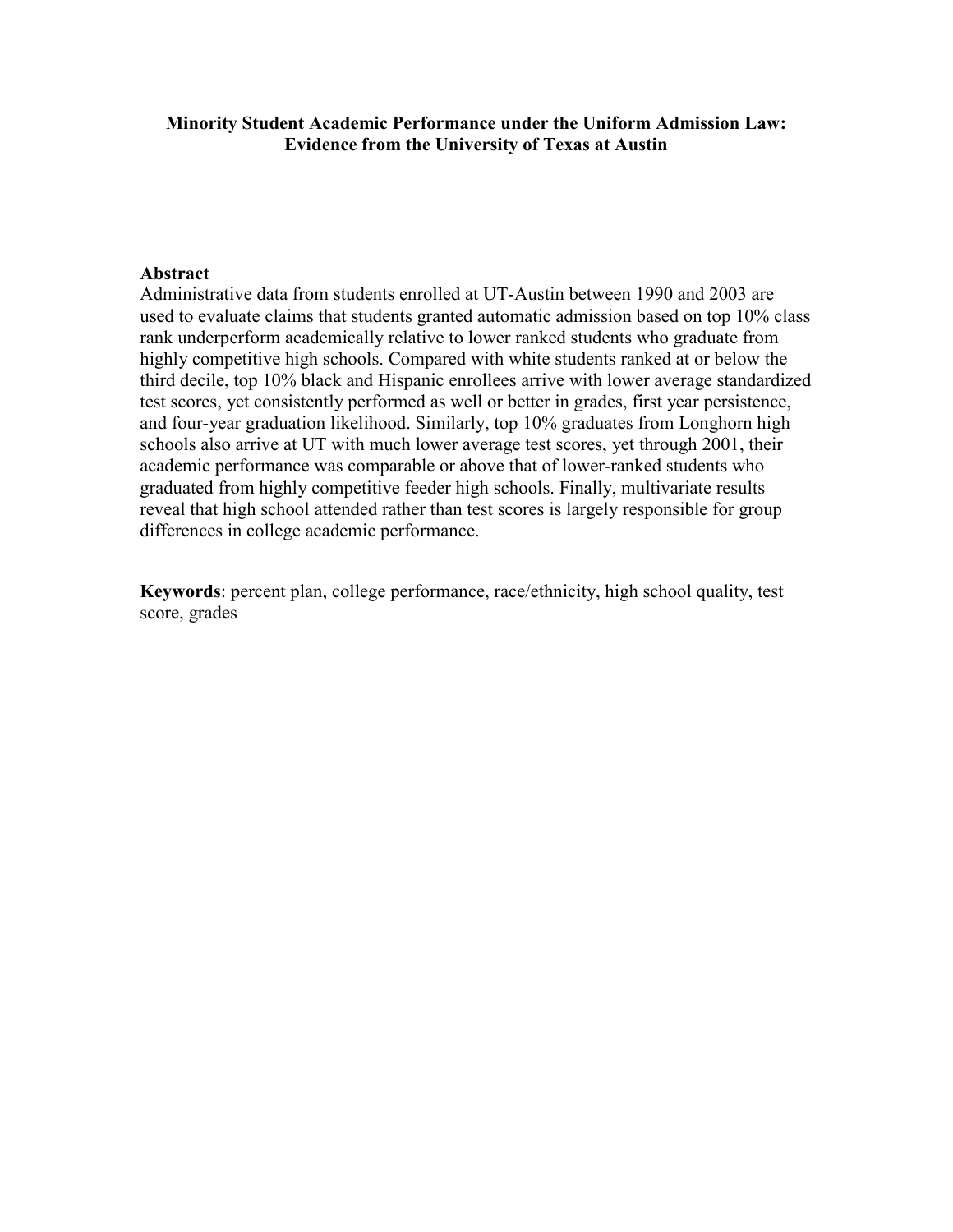# Minority Student Academic Performance under the Uniform Admission Law: Evidence from the University of Texas at Austin

## Abstract

Administrative data from students enrolled at UT-Austin between 1990 and 2003 are used to evaluate claims that students granted automatic admission based on top 10% class rank underperform academically relative to lower ranked students who graduate from highly competitive high schools. Compared with white students ranked at or below the third decile, top 10% black and Hispanic enrollees arrive with lower average standardized test scores, yet consistently performed as well or better in grades, first year persistence, and four-year graduation likelihood. Similarly, top 10% graduates from Longhorn high schools also arrive at UT with much lower average test scores, yet through 2001, their academic performance was comparable or above that of lower-ranked students who graduated from highly competitive feeder high schools. Finally, multivariate results reveal that high school attended rather than test scores is largely responsible for group differences in college academic performance.

**Keywords**: percent plan, college performance, race/ethnicity, high school quality, test score, grades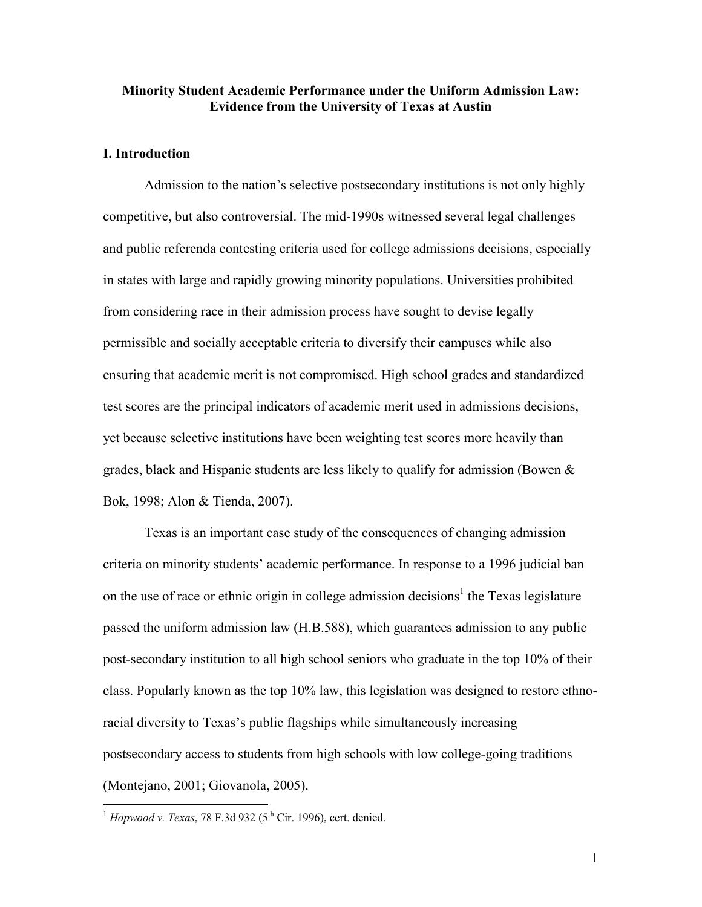**Minority Student Academic Performance under the Uniform Admission Law: Evidence from the University of Texas at Austin**

## I. Introduction

Admission to the nation's selective postsecondary institutions is not only highly competitive, but also controversial. The mid-1990s witnessed several legal challenges and public referenda contesting criteria used for college admissions decisions, especially in states with large and rapidly growing minority populations. Universities prohibited from considering race in their admission process have sought to devise legally permissible and socially acceptable criteria to diversify their campuses while also ensuring that academic merit is not compromised. High school grades and standardized test scores are the principal indicators of academic merit used in admissions decisions, yet because selective institutions have been weighting test scores more heavily than grades, black and Hispanic students are less likely to qualify for admission (Bowen & Bok, 1998; Alon & Tienda, 2007).

Texas is an important case study of the consequences of changing admission criteria on minority students' academic performance. In response to a 1996 judicial ban on the use of race or ethnic origin in college admission decisions[1] the Texas legislature passed the uniform admission law (H.B.588), which guarantees admission to any public post-secondary institution to all high school seniors who graduate in the top 10% of their class. Popularly known as the top 10% law, this legislation was designed to restore ethno-racial diversity to Texas's public flagships while simultaneously increasing postsecondary access to students from high schools with low college-going traditions (Montejano, 2001; Giovanola, 2005).

---

[1] *Hopwood v. Texas*, 78 F.3d 932 (5th Cir. 1996), cert. denied.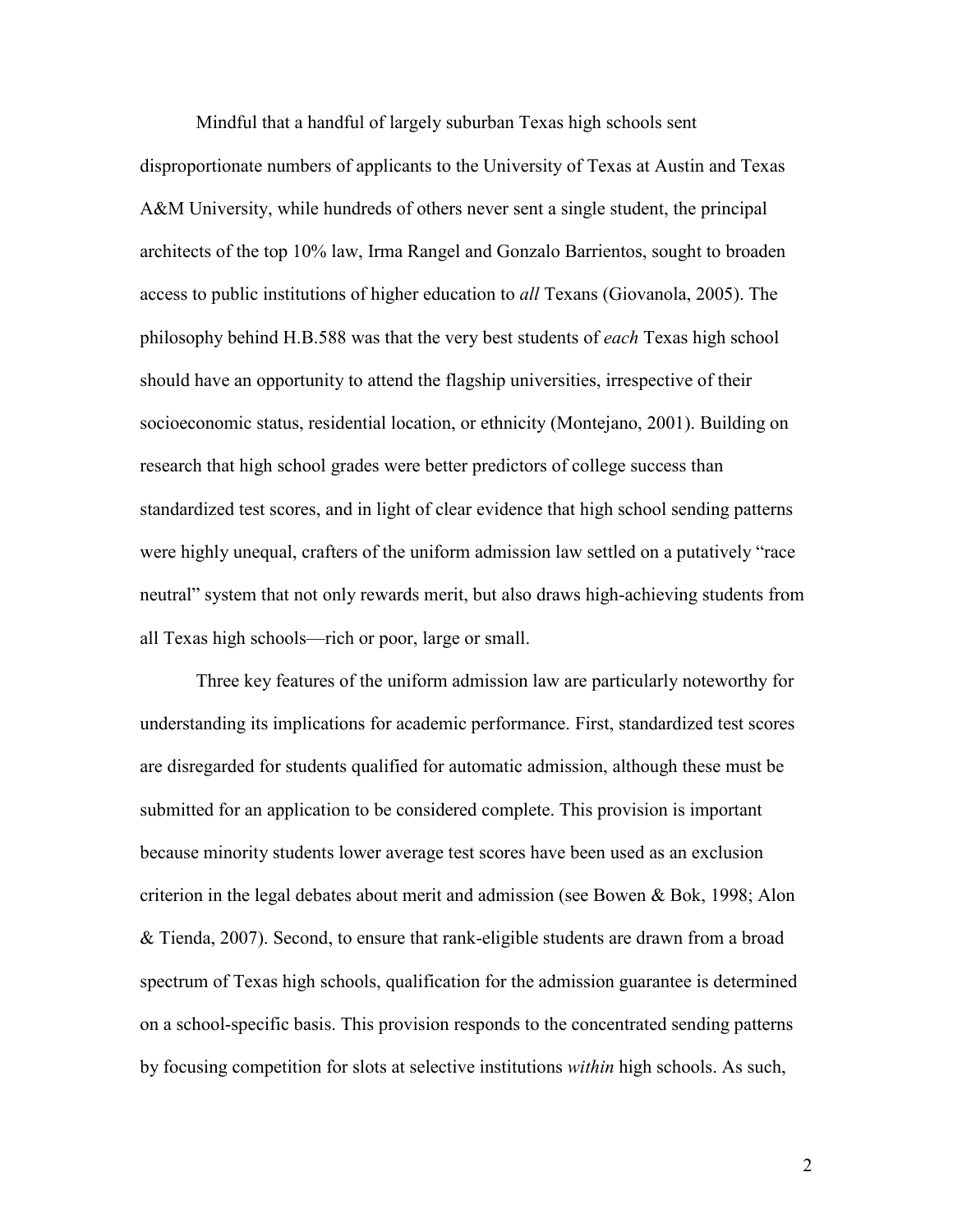Mindful that a handful of largely suburban Texas high schools sent disproportionate numbers of applicants to the University of Texas at Austin and Texas A&M University, while hundreds of others never sent a single student, the principal architects of the top 10% law, Irma Rangel and Gonzalo Barrientos, sought to broaden access to public institutions of higher education to *all* Texans (Giovanola, 2005). The philosophy behind H.B.588 was that the very best students of *each* Texas high school should have an opportunity to attend the flagship universities, irrespective of their socioeconomic status, residential location, or ethnicity (Montejano, 2001). Building on research that high school grades were better predictors of college success than standardized test scores, and in light of clear evidence that high school sending patterns were highly unequal, crafters of the uniform admission law settled on a putatively "race neutral" system that not only rewards merit, but also draws high-achieving students from all Texas high schools—rich or poor, large or small.

Three key features of the uniform admission law are particularly noteworthy for understanding its implications for academic performance. First, standardized test scores are disregarded for students qualified for automatic admission, although these must be submitted for an application to be considered complete. This provision is important because minority students lower average test scores have been used as an exclusion criterion in the legal debates about merit and admission (see Bowen & Bok, 1998; Alon & Tienda, 2007). Second, to ensure that rank-eligible students are drawn from a broad spectrum of Texas high schools, qualification for the admission guarantee is determined on a school-specific basis. This provision responds to the concentrated sending patterns by focusing competition for slots at selective institutions *within* high schools. As such,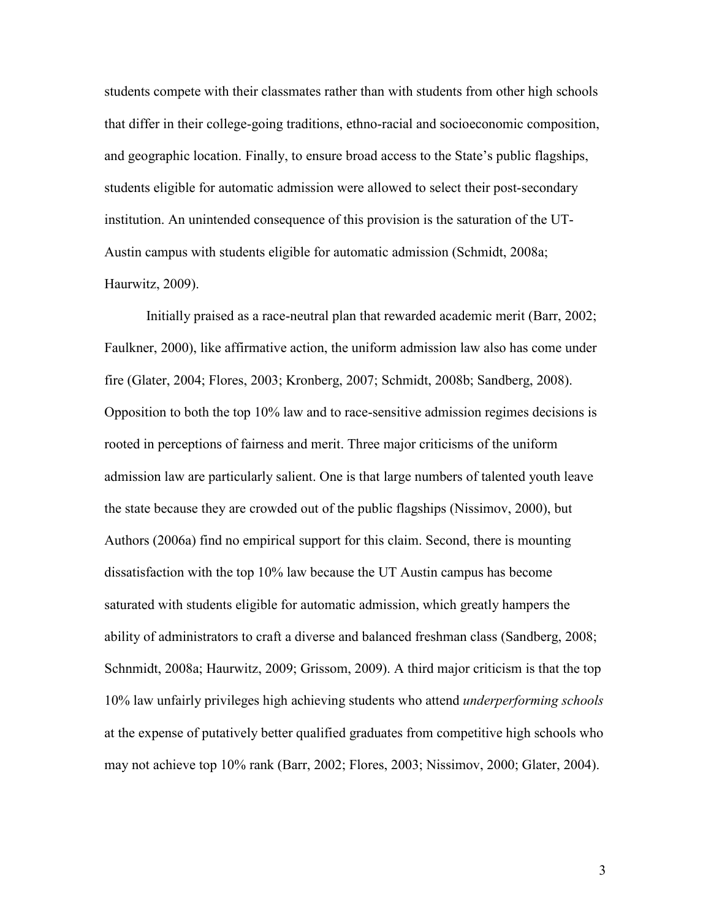students compete with their classmates rather than with students from other high schools that differ in their college-going traditions, ethno-racial and socioeconomic composition, and geographic location. Finally, to ensure broad access to the State's public flagships, students eligible for automatic admission were allowed to select their post-secondary institution. An unintended consequence of this provision is the saturation of the UT-Austin campus with students eligible for automatic admission (Schmidt, 2008a; Haurwitz, 2009).

Initially praised as a race-neutral plan that rewarded academic merit (Barr, 2002; Faulkner, 2000), like affirmative action, the uniform admission law also has come under fire (Glater, 2004; Flores, 2003; Kronberg, 2007; Schmidt, 2008b; Sandberg, 2008). Opposition to both the top 10% law and to race-sensitive admission regimes decisions is rooted in perceptions of fairness and merit. Three major criticisms of the uniform admission law are particularly salient. One is that large numbers of talented youth leave the state because they are crowded out of the public flagships (Nissimov, 2000), but Authors (2006a) find no empirical support for this claim. Second, there is mounting dissatisfaction with the top 10% law because the UT Austin campus has become saturated with students eligible for automatic admission, which greatly hampers the ability of administrators to craft a diverse and balanced freshman class (Sandberg, 2008; Schnmidt, 2008a; Haurwitz, 2009; Grissom, 2009). A third major criticism is that the top 10% law unfairly privileges high achieving students who attend *underperforming schools* at the expense of putatively better qualified graduates from competitive high schools who may not achieve top 10% rank (Barr, 2002; Flores, 2003; Nissimov, 2000; Glater, 2004).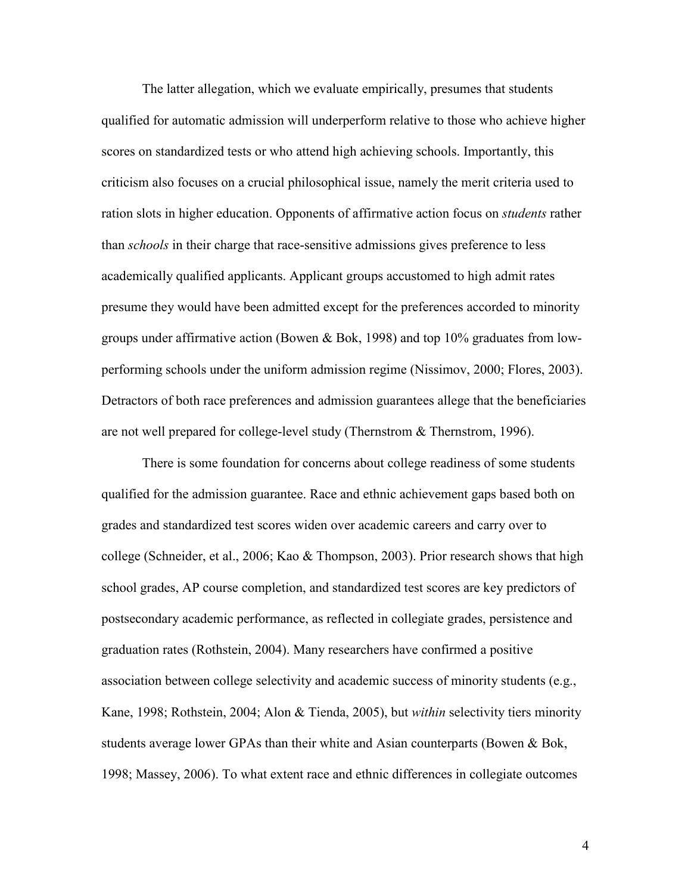The latter allegation, which we evaluate empirically, presumes that students qualified for automatic admission will underperform relative to those who achieve higher scores on standardized tests or who attend high achieving schools. Importantly, this criticism also focuses on a crucial philosophical issue, namely the merit criteria used to ration slots in higher education. Opponents of affirmative action focus on *students* rather than *schools* in their charge that race-sensitive admissions gives preference to less academically qualified applicants. Applicant groups accustomed to high admit rates presume they would have been admitted except for the preferences accorded to minority groups under affirmative action (Bowen & Bok, 1998) and top 10% graduates from low-performing schools under the uniform admission regime (Nissimov, 2000; Flores, 2003). Detractors of both race preferences and admission guarantees allege that the beneficiaries are not well prepared for college-level study (Thernstrom & Thernstrom, 1996).

There is some foundation for concerns about college readiness of some students qualified for the admission guarantee. Race and ethnic achievement gaps based both on grades and standardized test scores widen over academic careers and carry over to college (Schneider, et al., 2006; Kao & Thompson, 2003). Prior research shows that high school grades, AP course completion, and standardized test scores are key predictors of postsecondary academic performance, as reflected in collegiate grades, persistence and graduation rates (Rothstein, 2004). Many researchers have confirmed a positive association between college selectivity and academic success of minority students (e.g., Kane, 1998; Rothstein, 2004; Alon & Tienda, 2005), but *within* selectivity tiers minority students average lower GPAs than their white and Asian counterparts (Bowen & Bok, 1998; Massey, 2006). To what extent race and ethnic differences in collegiate outcomes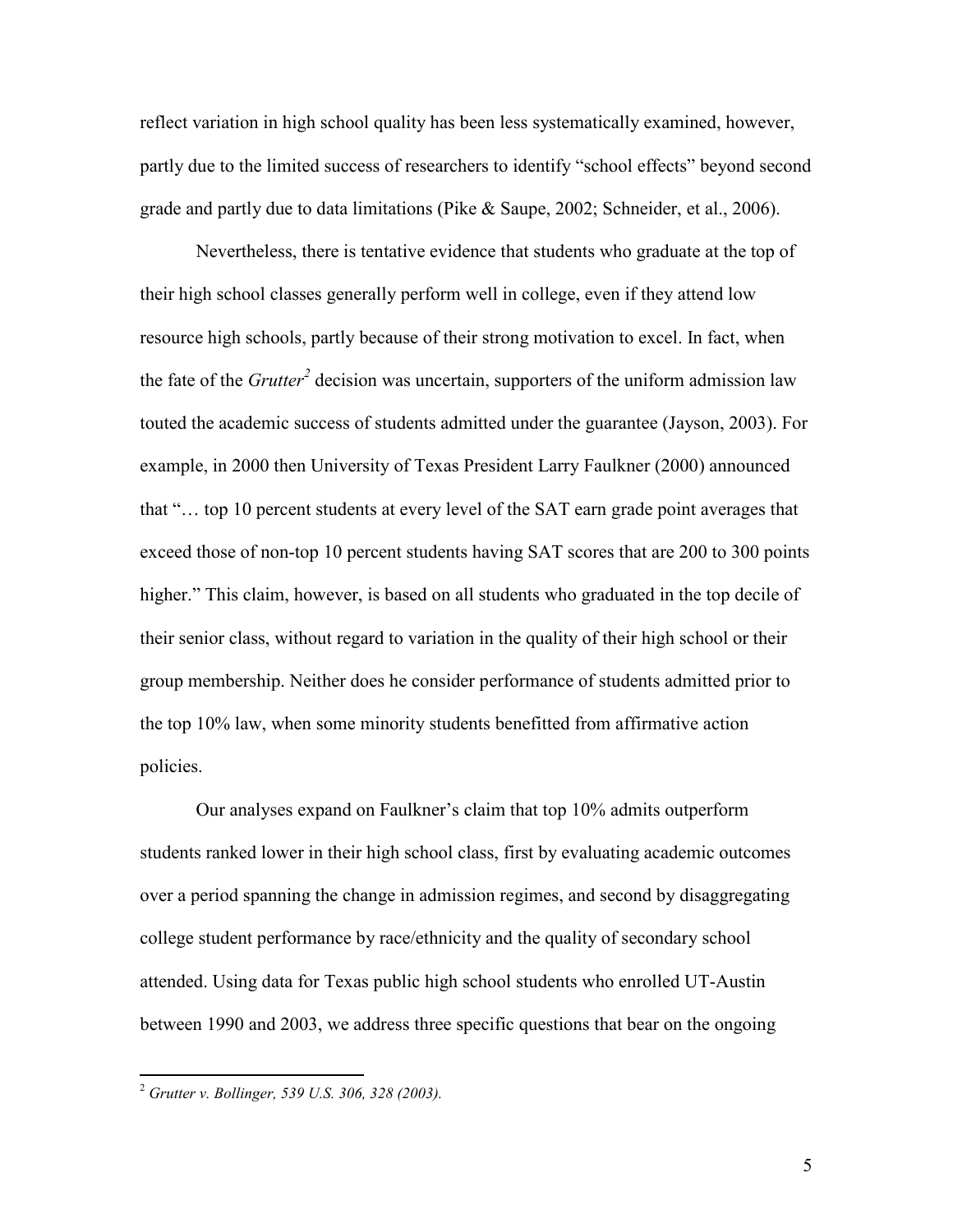reflect variation in high school quality has been less systematically examined, however, partly due to the limited success of researchers to identify "school effects" beyond second grade and partly due to data limitations (Pike & Saupe, 2002; Schneider, et al., 2006).

Nevertheless, there is tentative evidence that students who graduate at the top of their high school classes generally perform well in college, even if they attend low resource high schools, partly because of their strong motivation to excel. In fact, when the fate of the *Grutter*[2] decision was uncertain, supporters of the uniform admission law touted the academic success of students admitted under the guarantee (Jayson, 2003). For example, in 2000 then University of Texas President Larry Faulkner (2000) announced that "… top 10 percent students at every level of the SAT earn grade point averages that exceed those of non-top 10 percent students having SAT scores that are 200 to 300 points higher." This claim, however, is based on all students who graduated in the top decile of their senior class, without regard to variation in the quality of their high school or their group membership. Neither does he consider performance of students admitted prior to the top 10% law, when some minority students benefitted from affirmative action policies.

Our analyses expand on Faulkner's claim that top 10% admits outperform students ranked lower in their high school class, first by evaluating academic outcomes over a period spanning the change in admission regimes, and second by disaggregating college student performance by race/ethnicity and the quality of secondary school attended. Using data for Texas public high school students who enrolled UT-Austin between 1990 and 2003, we address three specific questions that bear on the ongoing

[2] *Grutter v. Bollinger, 539 U.S. 306, 328 (2003).*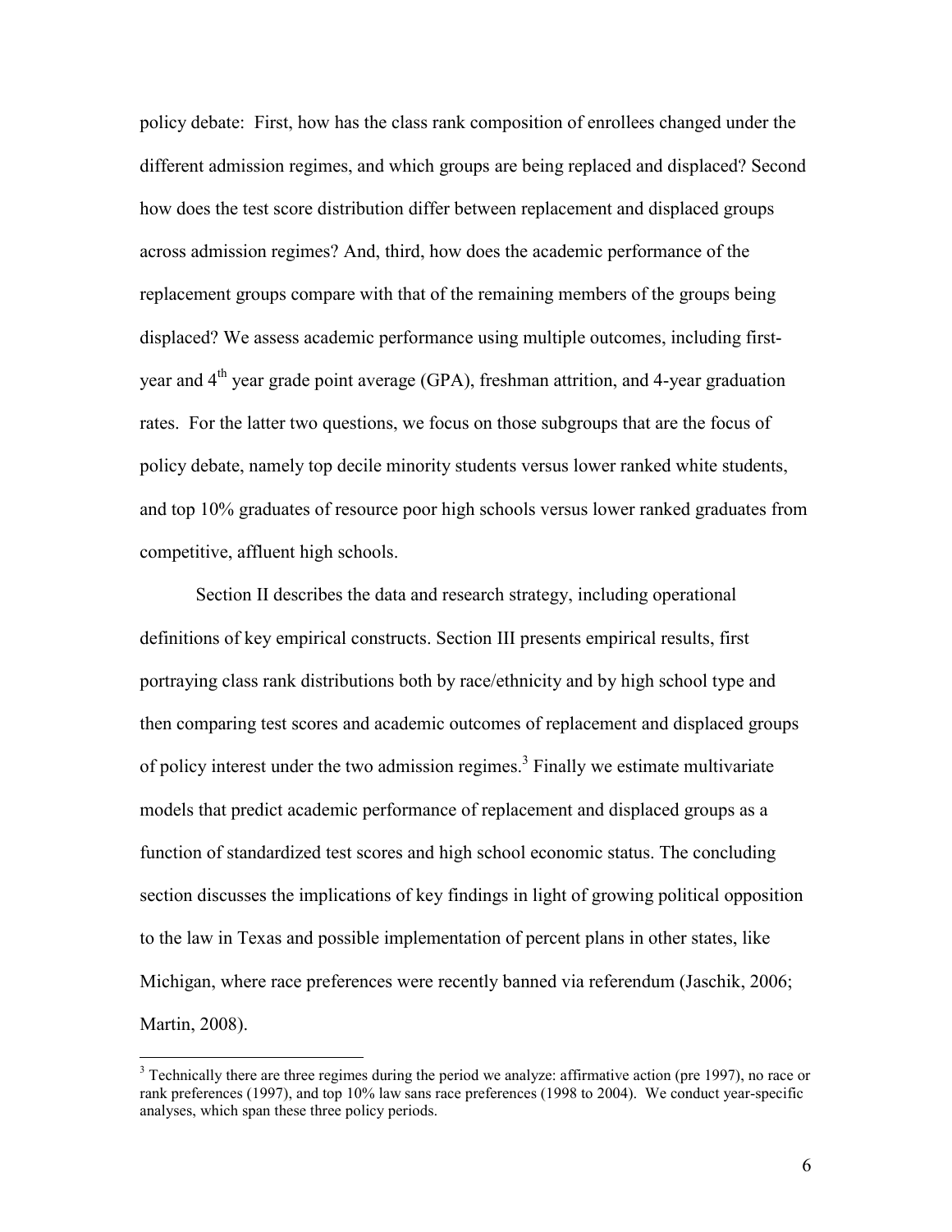policy debate: First, how has the class rank composition of enrollees changed under the different admission regimes, and which groups are being replaced and displaced? Second how does the test score distribution differ between replacement and displaced groups across admission regimes? And, third, how does the academic performance of the replacement groups compare with that of the remaining members of the groups being displaced? We assess academic performance using multiple outcomes, including first-year and 4th year grade point average (GPA), freshman attrition, and 4-year graduation rates. For the latter two questions, we focus on those subgroups that are the focus of policy debate, namely top decile minority students versus lower ranked white students, and top 10% graduates of resource poor high schools versus lower ranked graduates from competitive, affluent high schools.

Section II describes the data and research strategy, including operational definitions of key empirical constructs. Section III presents empirical results, first portraying class rank distributions both by race/ethnicity and by high school type and then comparing test scores and academic outcomes of replacement and displaced groups of policy interest under the two admission regimes.[3] Finally we estimate multivariate models that predict academic performance of replacement and displaced groups as a function of standardized test scores and high school economic status. The concluding section discusses the implications of key findings in light of growing political opposition to the law in Texas and possible implementation of percent plans in other states, like Michigan, where race preferences were recently banned via referendum (Jaschik, 2006; Martin, 2008).

[3] Technically there are three regimes during the period we analyze: affirmative action (pre 1997), no race or rank preferences (1997), and top 10% law sans race preferences (1998 to 2004). We conduct year-specific analyses, which span these three policy periods.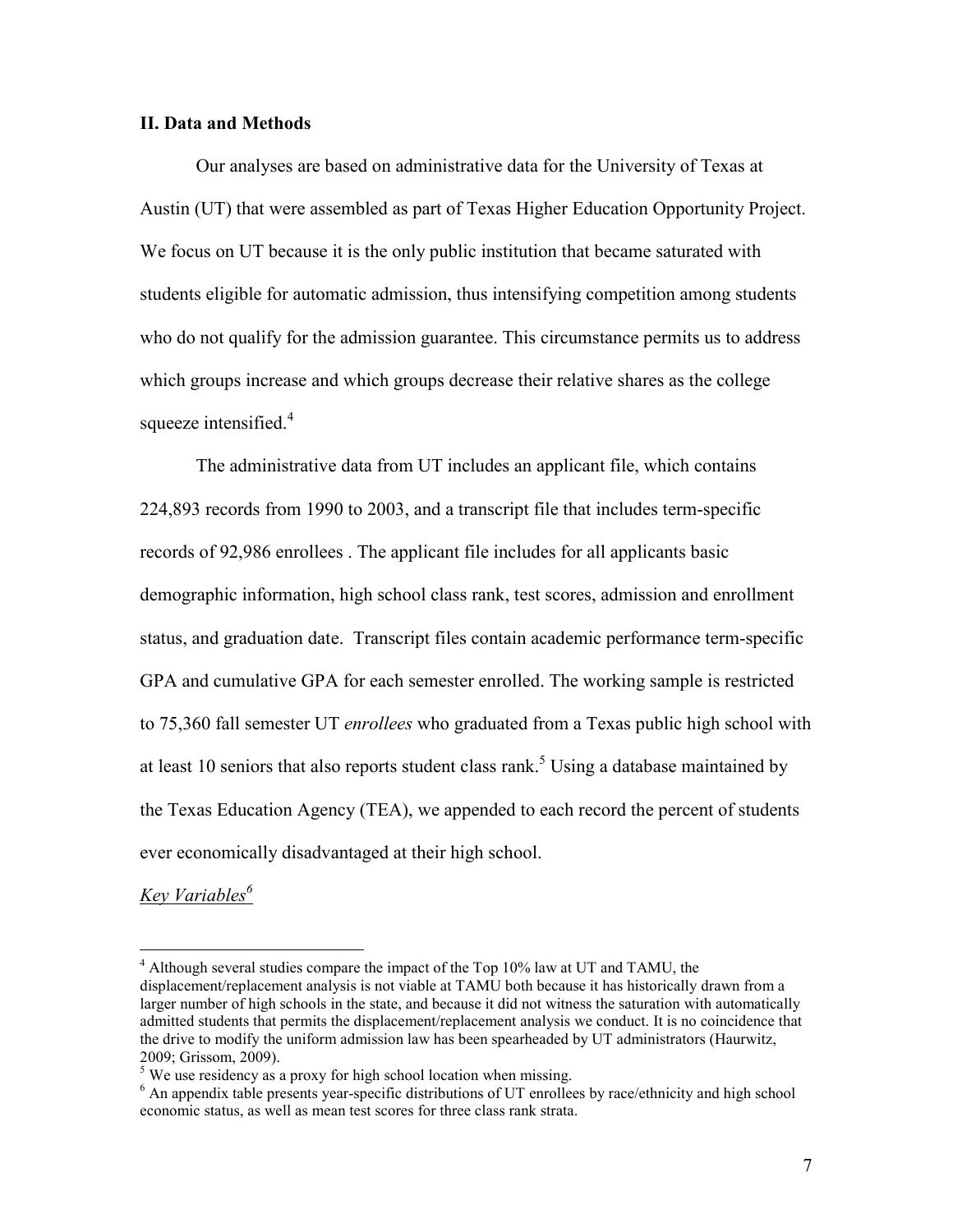## II. Data and Methods

Our analyses are based on administrative data for the University of Texas at Austin (UT) that were assembled as part of Texas Higher Education Opportunity Project. We focus on UT because it is the only public institution that became saturated with students eligible for automatic admission, thus intensifying competition among students who do not qualify for the admission guarantee. This circumstance permits us to address which groups increase and which groups decrease their relative shares as the college squeeze intensified.[4]

The administrative data from UT includes an applicant file, which contains 224,893 records from 1990 to 2003, and a transcript file that includes term-specific records of 92,986 enrollees . The applicant file includes for all applicants basic demographic information, high school class rank, test scores, admission and enrollment status, and graduation date. Transcript files contain academic performance term-specific GPA and cumulative GPA for each semester enrolled. The working sample is restricted to 75,360 fall semester UT *enrollees* who graduated from a Texas public high school with at least 10 seniors that also reports student class rank.[5] Using a database maintained by the Texas Education Agency (TEA), we appended to each record the percent of students ever economically disadvantaged at their high school.

*Key Variables*[6]

---

[4] Although several studies compare the impact of the Top 10% law at UT and TAMU, the displacement/replacement analysis is not viable at TAMU both because it has historically drawn from a larger number of high schools in the state, and because it did not witness the saturation with automatically admitted students that permits the displacement/replacement analysis we conduct. It is no coincidence that the drive to modify the uniform admission law has been spearheaded by UT administrators (Haurwitz, 2009; Grissom, 2009).

[5] We use residency as a proxy for high school location when missing.

[6] An appendix table presents year-specific distributions of UT enrollees by race/ethnicity and high school economic status, as well as mean test scores for three class rank strata.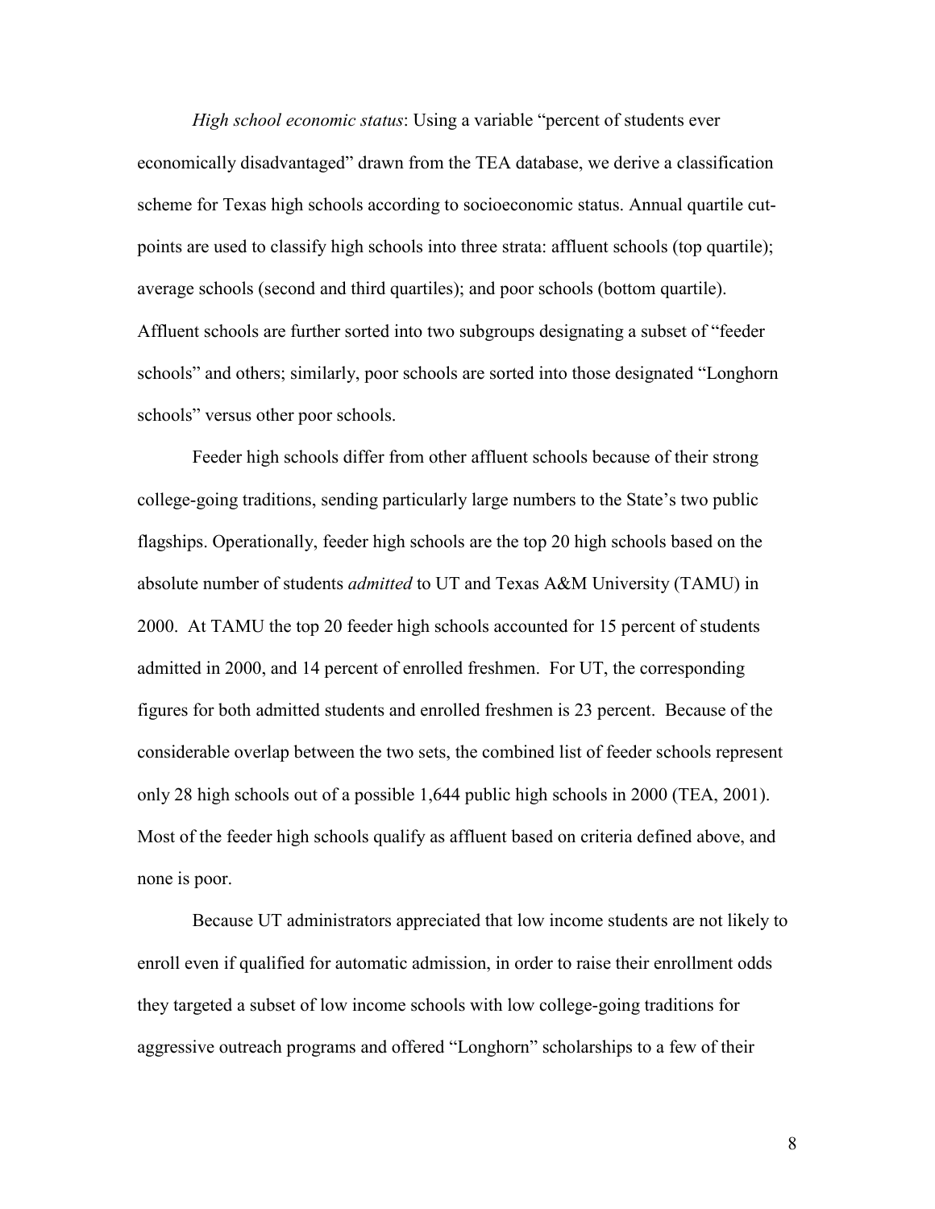*High school economic status*: Using a variable "percent of students ever economically disadvantaged" drawn from the TEA database, we derive a classification scheme for Texas high schools according to socioeconomic status. Annual quartile cut-points are used to classify high schools into three strata: affluent schools (top quartile); average schools (second and third quartiles); and poor schools (bottom quartile). Affluent schools are further sorted into two subgroups designating a subset of "feeder schools" and others; similarly, poor schools are sorted into those designated "Longhorn schools" versus other poor schools.

Feeder high schools differ from other affluent schools because of their strong college-going traditions, sending particularly large numbers to the State's two public flagships. Operationally, feeder high schools are the top 20 high schools based on the absolute number of students *admitted* to UT and Texas A&M University (TAMU) in 2000. At TAMU the top 20 feeder high schools accounted for 15 percent of students admitted in 2000, and 14 percent of enrolled freshmen. For UT, the corresponding figures for both admitted students and enrolled freshmen is 23 percent. Because of the considerable overlap between the two sets, the combined list of feeder schools represent only 28 high schools out of a possible 1,644 public high schools in 2000 (TEA, 2001). Most of the feeder high schools qualify as affluent based on criteria defined above, and none is poor.

Because UT administrators appreciated that low income students are not likely to enroll even if qualified for automatic admission, in order to raise their enrollment odds they targeted a subset of low income schools with low college-going traditions for aggressive outreach programs and offered "Longhorn" scholarships to a few of their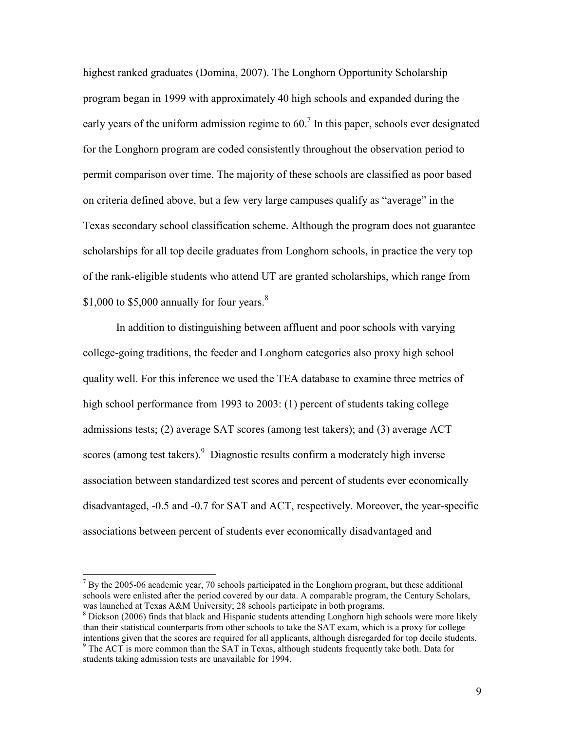highest ranked graduates (Domina, 2007). The Longhorn Opportunity Scholarship program began in 1999 with approximately 40 high schools and expanded during the early years of the uniform admission regime to 60.[7] In this paper, schools ever designated for the Longhorn program are coded consistently throughout the observation period to permit comparison over time. The majority of these schools are classified as poor based on criteria defined above, but a few very large campuses qualify as "average" in the Texas secondary school classification scheme. Although the program does not guarantee scholarships for all top decile graduates from Longhorn schools, in practice the very top of the rank-eligible students who attend UT are granted scholarships, which range from $1,000 to $5,000 annually for four years.[8]

In addition to distinguishing between affluent and poor schools with varying college-going traditions, the feeder and Longhorn categories also proxy high school quality well. For this inference we used the TEA database to examine three metrics of high school performance from 1993 to 2003: (1) percent of students taking college admissions tests; (2) average SAT scores (among test takers); and (3) average ACT scores (among test takers).[9] Diagnostic results confirm a moderately high inverse association between standardized test scores and percent of students ever economically disadvantaged, -0.5 and -0.7 for SAT and ACT, respectively. Moreover, the year-specific associations between percent of students ever economically disadvantaged and

---

[7] By the 2005-06 academic year, 70 schools participated in the Longhorn program, but these additional schools were enlisted after the period covered by our data. A comparable program, the Century Scholars, was launched at Texas A&M University; 28 schools participate in both programs.

[8] Dickson (2006) finds that black and Hispanic students attending Longhorn high schools were more likely than their statistical counterparts from other schools to take the SAT exam, which is a proxy for college intentions given that the scores are required for all applicants, although disregarded for top decile students.

[9] The ACT is more common than the SAT in Texas, although students frequently take both. Data for students taking admission tests are unavailable for 1994.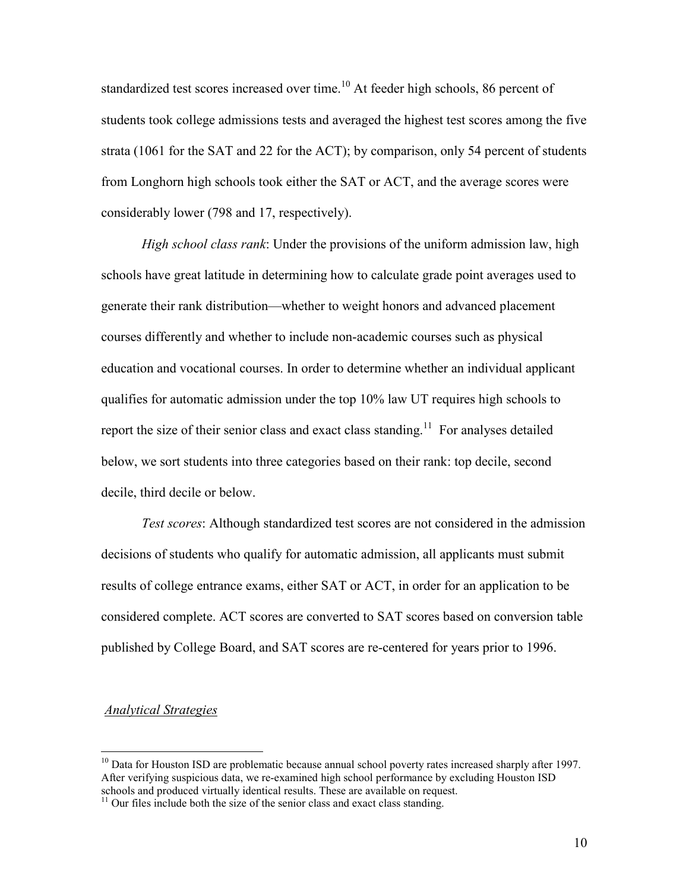standardized test scores increased over time.[10] At feeder high schools, 86 percent of students took college admissions tests and averaged the highest test scores among the five strata (1061 for the SAT and 22 for the ACT); by comparison, only 54 percent of students from Longhorn high schools took either the SAT or ACT, and the average scores were considerably lower (798 and 17, respectively).

*High school class rank*: Under the provisions of the uniform admission law, high schools have great latitude in determining how to calculate grade point averages used to generate their rank distribution—whether to weight honors and advanced placement courses differently and whether to include non-academic courses such as physical education and vocational courses. In order to determine whether an individual applicant qualifies for automatic admission under the top 10% law UT requires high schools to report the size of their senior class and exact class standing.[11] For analyses detailed below, we sort students into three categories based on their rank: top decile, second decile, third decile or below.

*Test scores*: Although standardized test scores are not considered in the admission decisions of students who qualify for automatic admission, all applicants must submit results of college entrance exams, either SAT or ACT, in order for an application to be considered complete. ACT scores are converted to SAT scores based on conversion table published by College Board, and SAT scores are re-centered for years prior to 1996.

## Analytical Strategies

[10] Data for Houston ISD are problematic because annual school poverty rates increased sharply after 1997. After verifying suspicious data, we re-examined high school performance by excluding Houston ISD schools and produced virtually identical results. These are available on request.

[11] Our files include both the size of the senior class and exact class standing.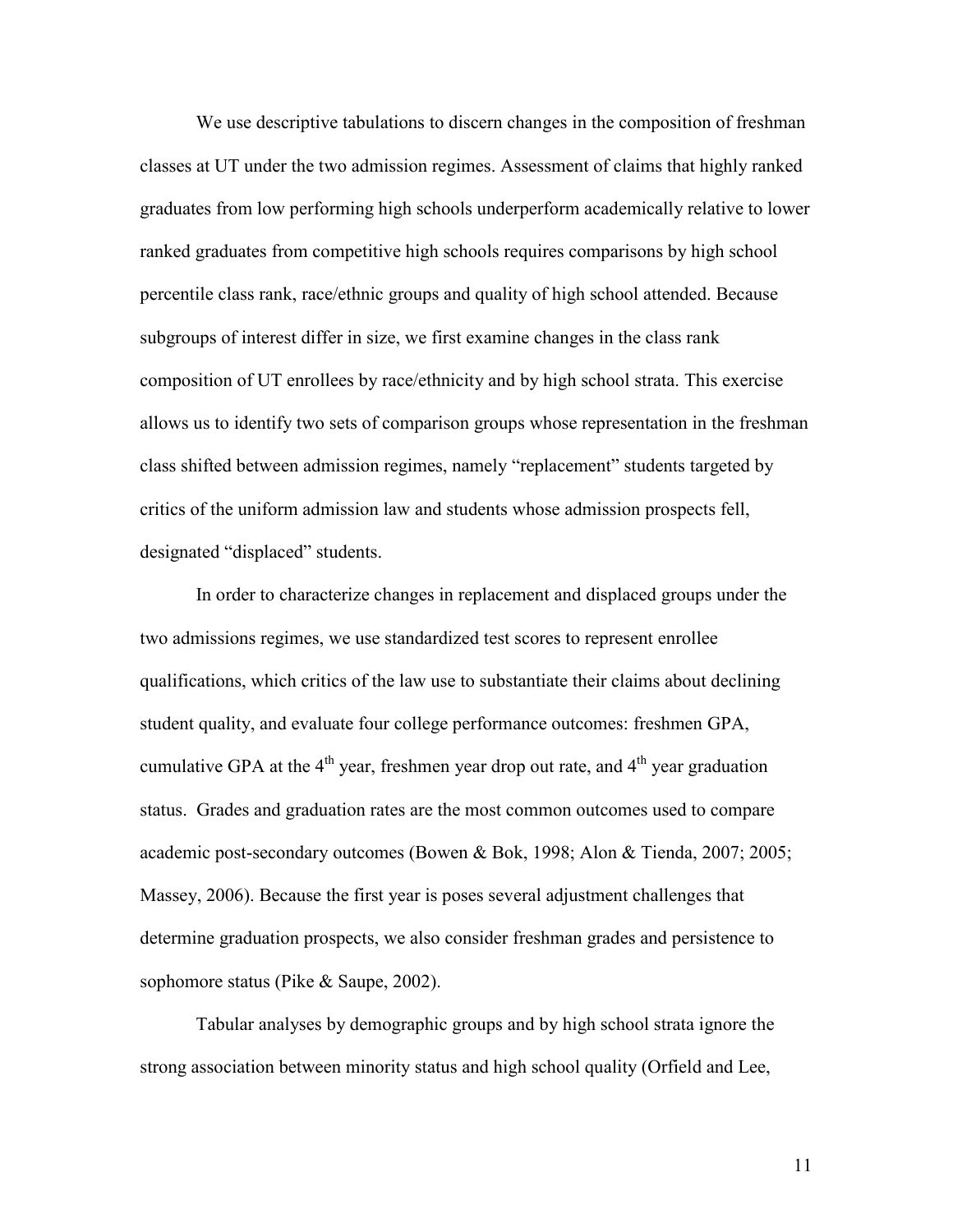We use descriptive tabulations to discern changes in the composition of freshman classes at UT under the two admission regimes. Assessment of claims that highly ranked graduates from low performing high schools underperform academically relative to lower ranked graduates from competitive high schools requires comparisons by high school percentile class rank, race/ethnic groups and quality of high school attended. Because subgroups of interest differ in size, we first examine changes in the class rank composition of UT enrollees by race/ethnicity and by high school strata. This exercise allows us to identify two sets of comparison groups whose representation in the freshman class shifted between admission regimes, namely "replacement" students targeted by critics of the uniform admission law and students whose admission prospects fell, designated "displaced" students.

In order to characterize changes in replacement and displaced groups under the two admissions regimes, we use standardized test scores to represent enrollee qualifications, which critics of the law use to substantiate their claims about declining student quality, and evaluate four college performance outcomes: freshmen GPA, cumulative GPA at the 4th year, freshmen year drop out rate, and 4th year graduation status. Grades and graduation rates are the most common outcomes used to compare academic post-secondary outcomes (Bowen & Bok, 1998; Alon & Tienda, 2007; 2005; Massey, 2006). Because the first year is poses several adjustment challenges that determine graduation prospects, we also consider freshman grades and persistence to sophomore status (Pike & Saupe, 2002).

Tabular analyses by demographic groups and by high school strata ignore the strong association between minority status and high school quality (Orfield and Lee,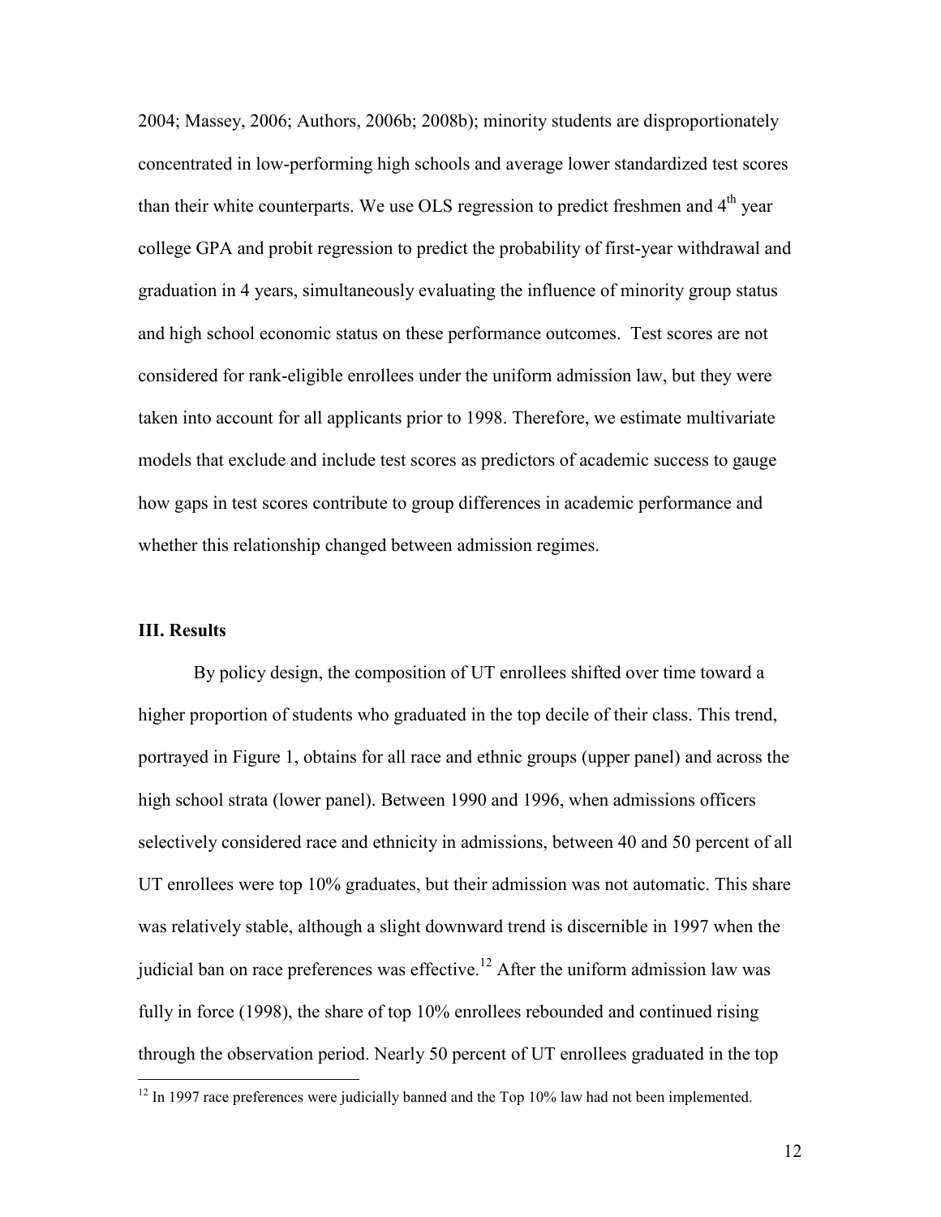2004; Massey, 2006; Authors, 2006b; 2008b); minority students are disproportionately concentrated in low-performing high schools and average lower standardized test scores than their white counterparts. We use OLS regression to predict freshmen and 4$^{th}$ year college GPA and probit regression to predict the probability of first-year withdrawal and graduation in 4 years, simultaneously evaluating the influence of minority group status and high school economic status on these performance outcomes. Test scores are not considered for rank-eligible enrollees under the uniform admission law, but they were taken into account for all applicants prior to 1998. Therefore, we estimate multivariate models that exclude and include test scores as predictors of academic success to gauge how gaps in test scores contribute to group differences in academic performance and whether this relationship changed between admission regimes.

### III. Results

By policy design, the composition of UT enrollees shifted over time toward a higher proportion of students who graduated in the top decile of their class. This trend, portrayed in Figure 1, obtains for all race and ethnic groups (upper panel) and across the high school strata (lower panel). Between 1990 and 1996, when admissions officers selectively considered race and ethnicity in admissions, between 40 and 50 percent of all UT enrollees were top 10% graduates, but their admission was not automatic. This share was relatively stable, although a slight downward trend is discernible in 1997 when the judicial ban on race preferences was effective.[12] After the uniform admission law was fully in force (1998), the share of top 10% enrollees rebounded and continued rising through the observation period. Nearly 50 percent of UT enrollees graduated in the top

[12] In 1997 race preferences were judicially banned and the Top 10% law had not been implemented.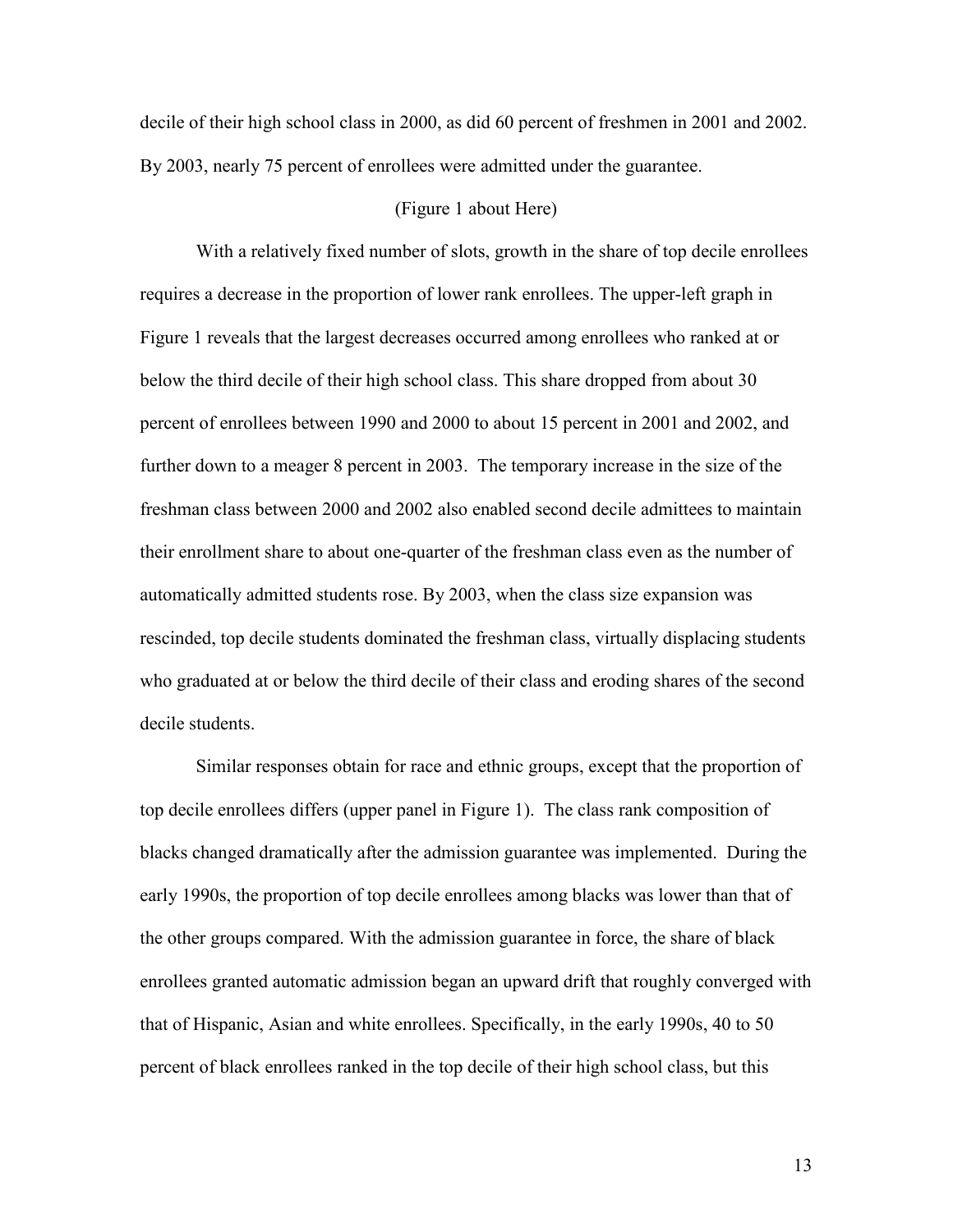decile of their high school class in 2000, as did 60 percent of freshmen in 2001 and 2002. By 2003, nearly 75 percent of enrollees were admitted under the guarantee.

(Figure 1 about Here)

With a relatively fixed number of slots, growth in the share of top decile enrollees requires a decrease in the proportion of lower rank enrollees. The upper-left graph in Figure 1 reveals that the largest decreases occurred among enrollees who ranked at or below the third decile of their high school class. This share dropped from about 30 percent of enrollees between 1990 and 2000 to about 15 percent in 2001 and 2002, and further down to a meager 8 percent in 2003. The temporary increase in the size of the freshman class between 2000 and 2002 also enabled second decile admittees to maintain their enrollment share to about one-quarter of the freshman class even as the number of automatically admitted students rose. By 2003, when the class size expansion was rescinded, top decile students dominated the freshman class, virtually displacing students who graduated at or below the third decile of their class and eroding shares of the second decile students.

Similar responses obtain for race and ethnic groups, except that the proportion of top decile enrollees differs (upper panel in Figure 1). The class rank composition of blacks changed dramatically after the admission guarantee was implemented. During the early 1990s, the proportion of top decile enrollees among blacks was lower than that of the other groups compared. With the admission guarantee in force, the share of black enrollees granted automatic admission began an upward drift that roughly converged with that of Hispanic, Asian and white enrollees. Specifically, in the early 1990s, 40 to 50 percent of black enrollees ranked in the top decile of their high school class, but this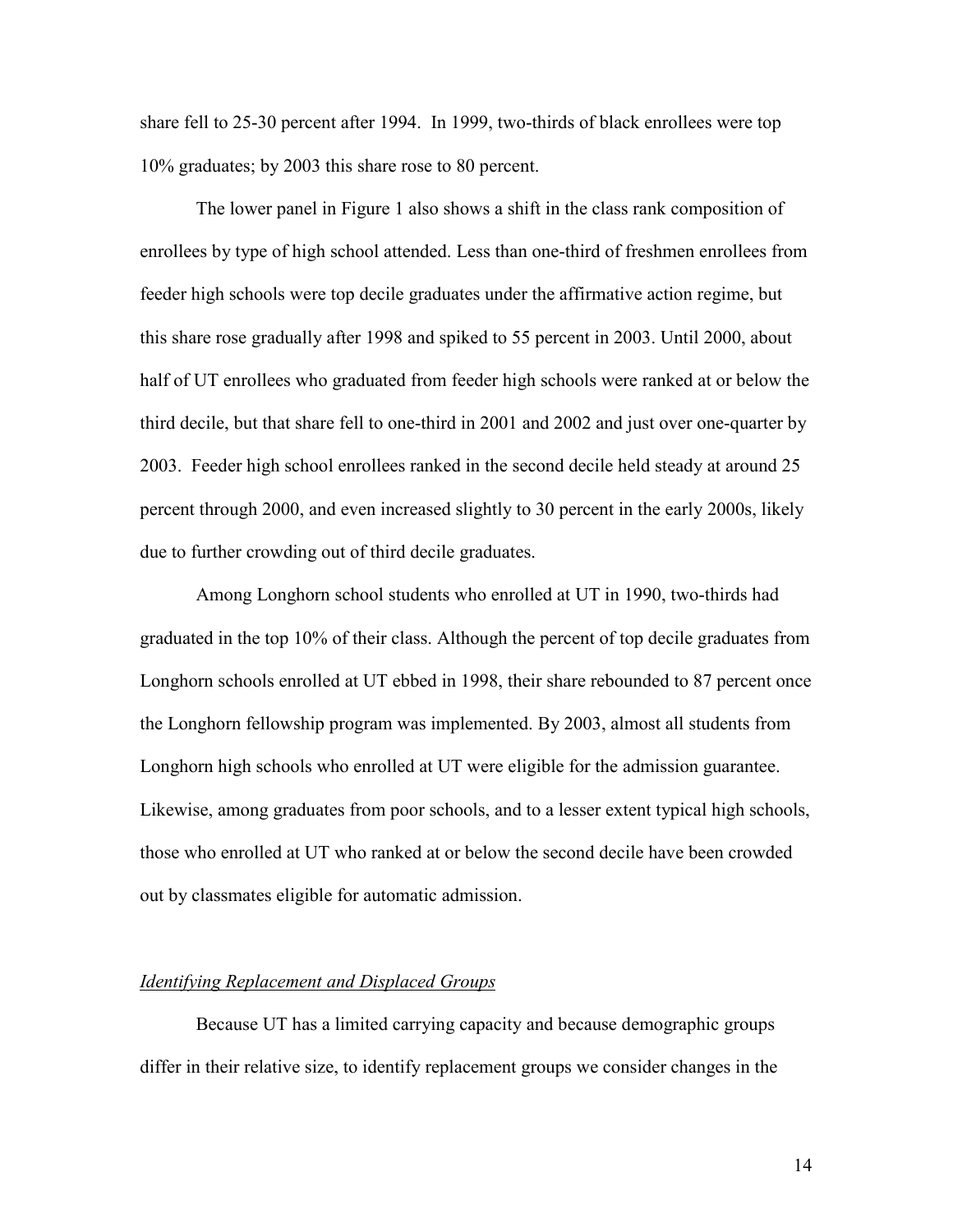share fell to 25-30 percent after 1994. In 1999, two-thirds of black enrollees were top 10% graduates; by 2003 this share rose to 80 percent.

The lower panel in Figure 1 also shows a shift in the class rank composition of enrollees by type of high school attended. Less than one-third of freshmen enrollees from feeder high schools were top decile graduates under the affirmative action regime, but this share rose gradually after 1998 and spiked to 55 percent in 2003. Until 2000, about half of UT enrollees who graduated from feeder high schools were ranked at or below the third decile, but that share fell to one-third in 2001 and 2002 and just over one-quarter by 2003. Feeder high school enrollees ranked in the second decile held steady at around 25 percent through 2000, and even increased slightly to 30 percent in the early 2000s, likely due to further crowding out of third decile graduates.

Among Longhorn school students who enrolled at UT in 1990, two-thirds had graduated in the top 10% of their class. Although the percent of top decile graduates from Longhorn schools enrolled at UT ebbed in 1998, their share rebounded to 87 percent once the Longhorn fellowship program was implemented. By 2003, almost all students from Longhorn high schools who enrolled at UT were eligible for the admission guarantee. Likewise, among graduates from poor schools, and to a lesser extent typical high schools, those who enrolled at UT who ranked at or below the second decile have been crowded out by classmates eligible for automatic admission.

*Identifying Replacement and Displaced Groups*

Because UT has a limited carrying capacity and because demographic groups differ in their relative size, to identify replacement groups we consider changes in the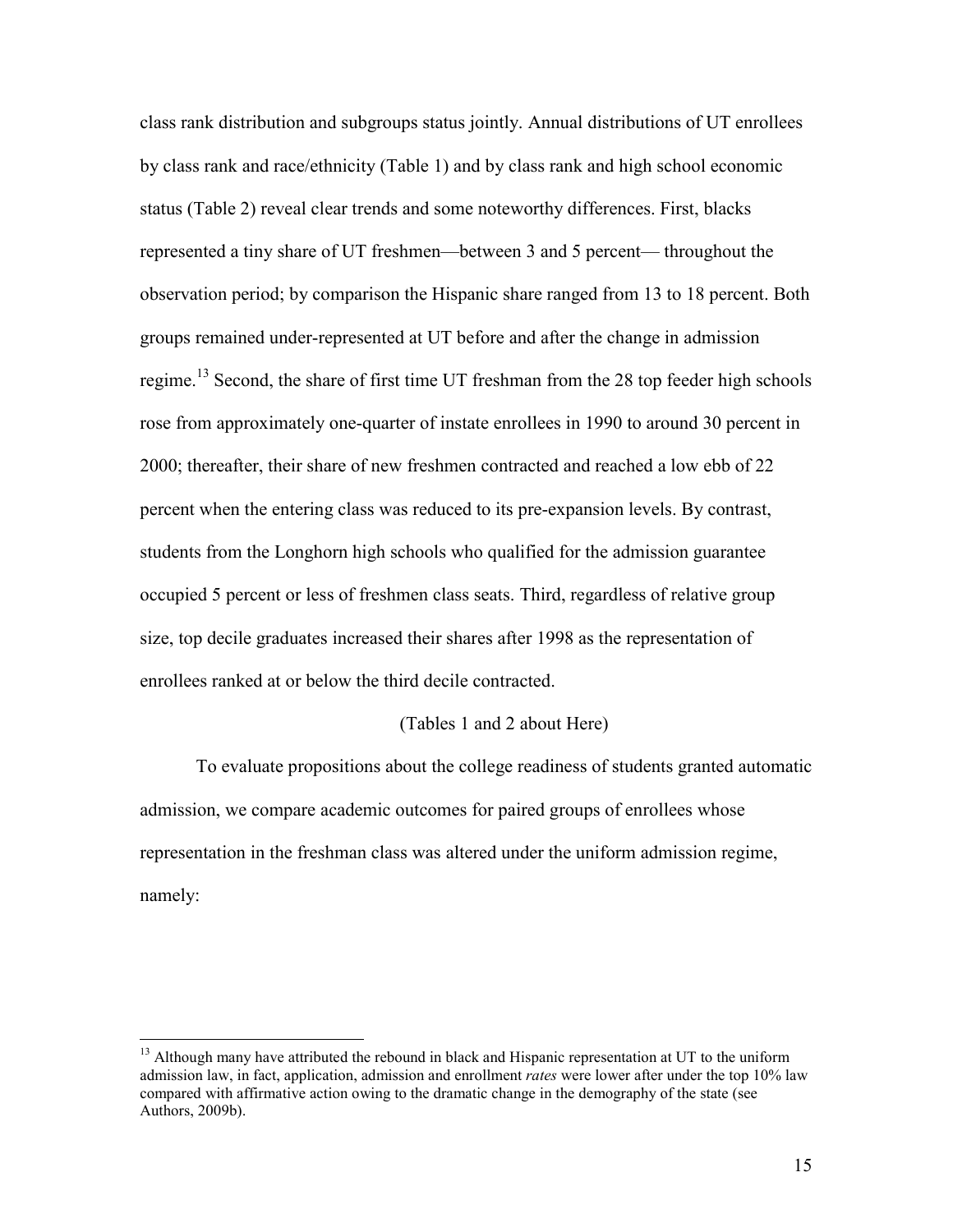class rank distribution and subgroups status jointly. Annual distributions of UT enrollees by class rank and race/ethnicity (Table 1) and by class rank and high school economic status (Table 2) reveal clear trends and some noteworthy differences. First, blacks represented a tiny share of UT freshmen—between 3 and 5 percent— throughout the observation period; by comparison the Hispanic share ranged from 13 to 18 percent. Both groups remained under-represented at UT before and after the change in admission regime.[13] Second, the share of first time UT freshman from the 28 top feeder high schools rose from approximately one-quarter of instate enrollees in 1990 to around 30 percent in 2000; thereafter, their share of new freshmen contracted and reached a low ebb of 22 percent when the entering class was reduced to its pre-expansion levels. By contrast, students from the Longhorn high schools who qualified for the admission guarantee occupied 5 percent or less of freshmen class seats. Third, regardless of relative group size, top decile graduates increased their shares after 1998 as the representation of enrollees ranked at or below the third decile contracted.

(Tables 1 and 2 about Here)

To evaluate propositions about the college readiness of students granted automatic admission, we compare academic outcomes for paired groups of enrollees whose representation in the freshman class was altered under the uniform admission regime, namely:

[13] Although many have attributed the rebound in black and Hispanic representation at UT to the uniform admission law, in fact, application, admission and enrollment *rates* were lower after under the top 10% law compared with affirmative action owing to the dramatic change in the demography of the state (see Authors, 2009b).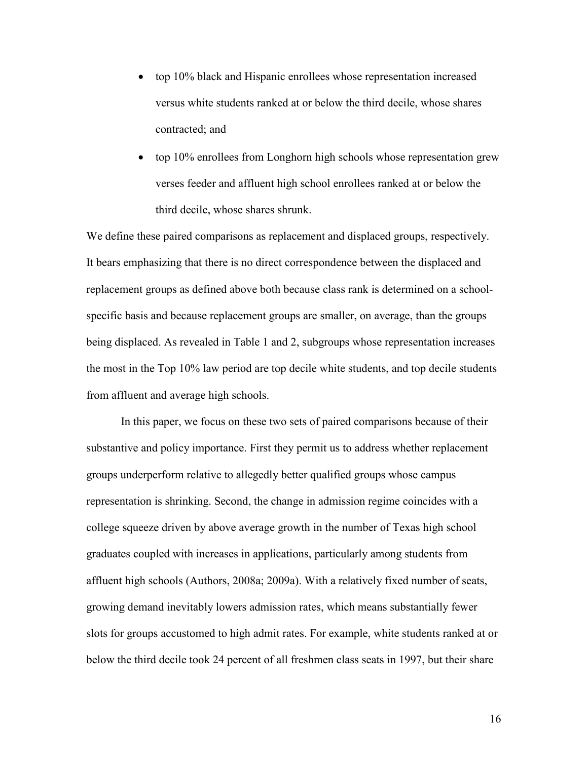- top 10% black and Hispanic enrollees whose representation increased versus white students ranked at or below the third decile, whose shares contracted; and
- top 10% enrollees from Longhorn high schools whose representation grew verses feeder and affluent high school enrollees ranked at or below the third decile, whose shares shrunk.

We define these paired comparisons as replacement and displaced groups, respectively. It bears emphasizing that there is no direct correspondence between the displaced and replacement groups as defined above both because class rank is determined on a school-specific basis and because replacement groups are smaller, on average, than the groups being displaced. As revealed in Table 1 and 2, subgroups whose representation increases the most in the Top 10% law period are top decile white students, and top decile students from affluent and average high schools.

In this paper, we focus on these two sets of paired comparisons because of their substantive and policy importance. First they permit us to address whether replacement groups underperform relative to allegedly better qualified groups whose campus representation is shrinking. Second, the change in admission regime coincides with a college squeeze driven by above average growth in the number of Texas high school graduates coupled with increases in applications, particularly among students from affluent high schools (Authors, 2008a; 2009a). With a relatively fixed number of seats, growing demand inevitably lowers admission rates, which means substantially fewer slots for groups accustomed to high admit rates. For example, white students ranked at or below the third decile took 24 percent of all freshmen class seats in 1997, but their share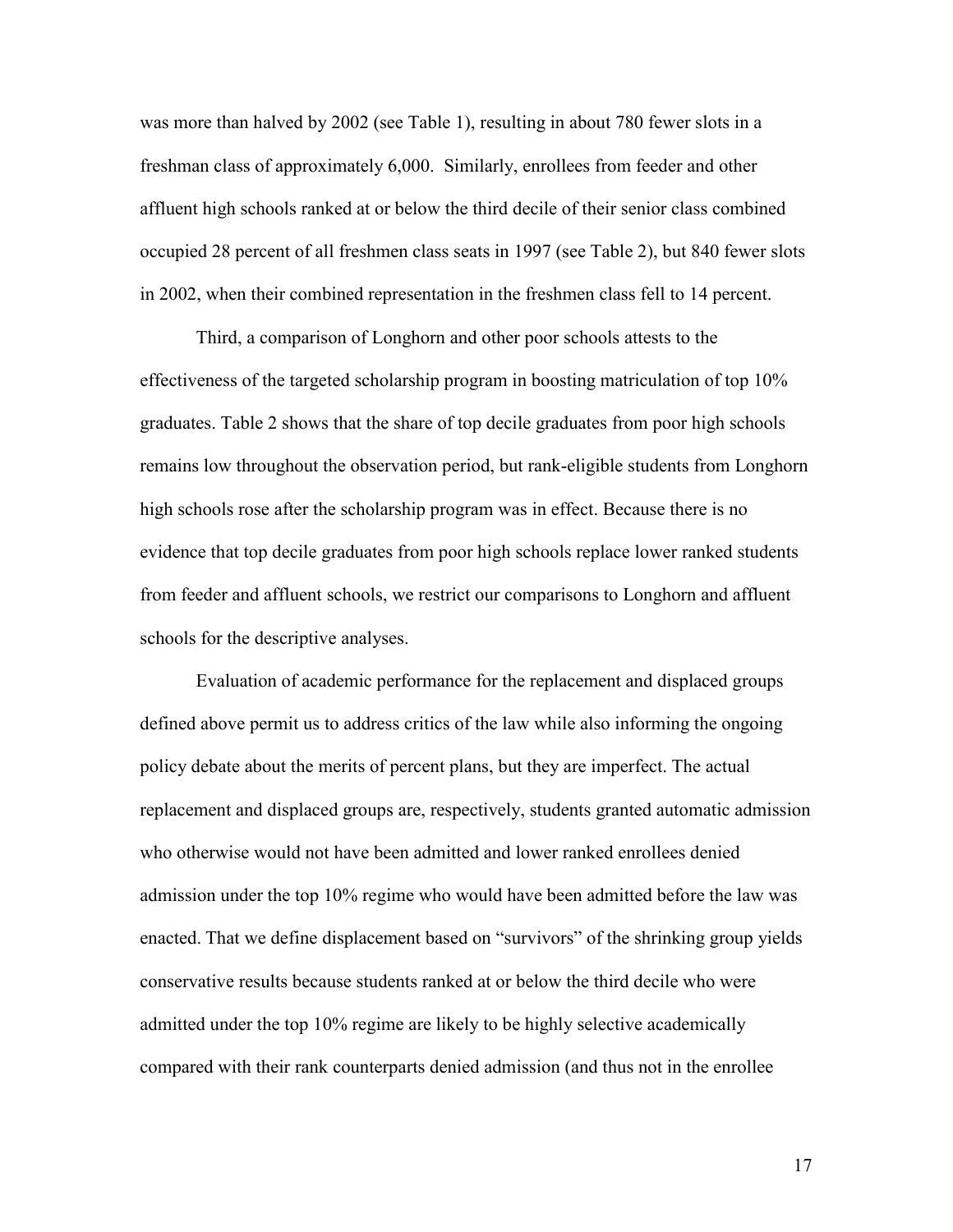was more than halved by 2002 (see Table 1), resulting in about 780 fewer slots in a freshman class of approximately 6,000. Similarly, enrollees from feeder and other affluent high schools ranked at or below the third decile of their senior class combined occupied 28 percent of all freshmen class seats in 1997 (see Table 2), but 840 fewer slots in 2002, when their combined representation in the freshmen class fell to 14 percent.

Third, a comparison of Longhorn and other poor schools attests to the effectiveness of the targeted scholarship program in boosting matriculation of top 10% graduates. Table 2 shows that the share of top decile graduates from poor high schools remains low throughout the observation period, but rank-eligible students from Longhorn high schools rose after the scholarship program was in effect. Because there is no evidence that top decile graduates from poor high schools replace lower ranked students from feeder and affluent schools, we restrict our comparisons to Longhorn and affluent schools for the descriptive analyses.

Evaluation of academic performance for the replacement and displaced groups defined above permit us to address critics of the law while also informing the ongoing policy debate about the merits of percent plans, but they are imperfect. The actual replacement and displaced groups are, respectively, students granted automatic admission who otherwise would not have been admitted and lower ranked enrollees denied admission under the top 10% regime who would have been admitted before the law was enacted. That we define displacement based on "survivors" of the shrinking group yields conservative results because students ranked at or below the third decile who were admitted under the top 10% regime are likely to be highly selective academically compared with their rank counterparts denied admission (and thus not in the enrollee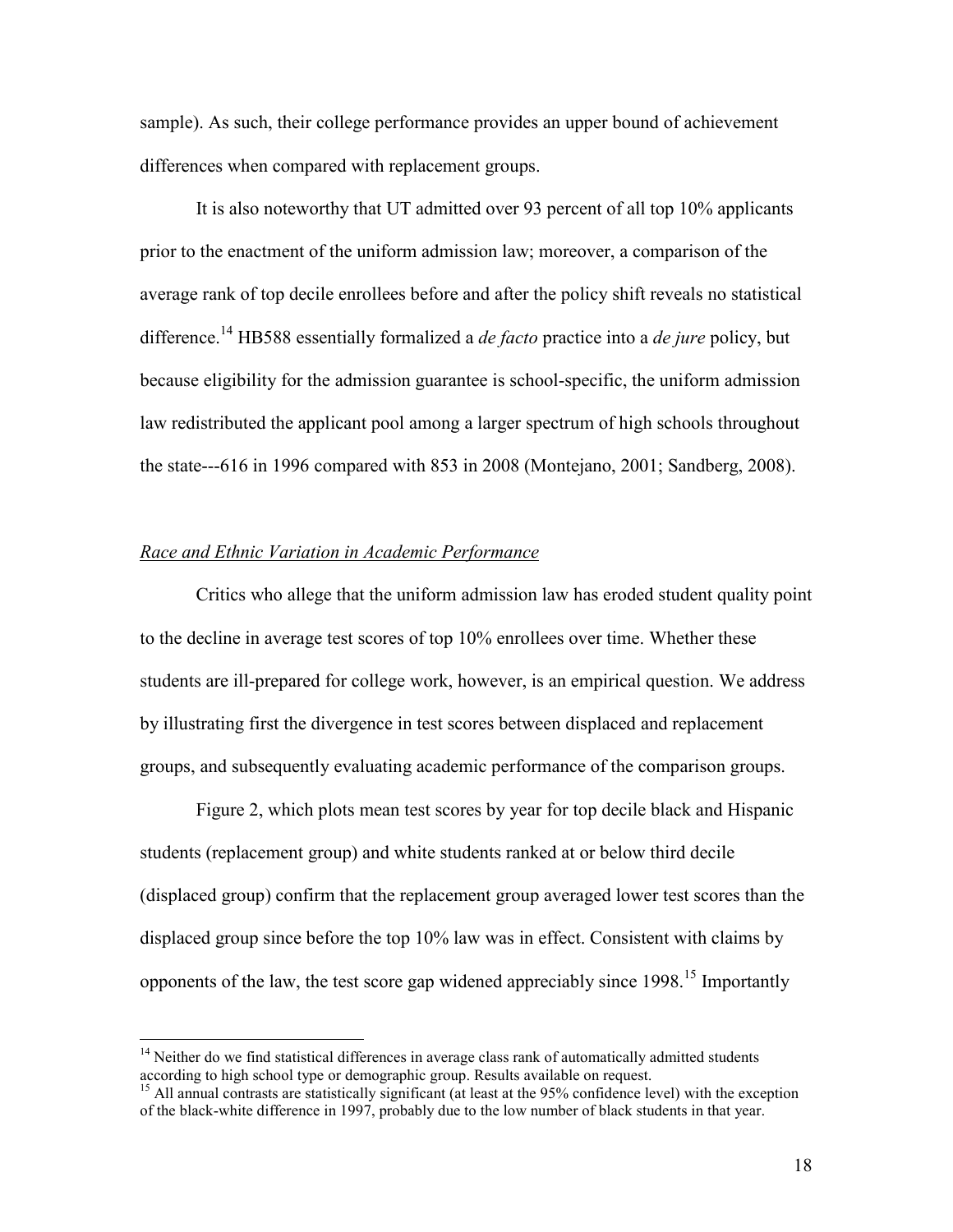sample). As such, their college performance provides an upper bound of achievement differences when compared with replacement groups.

It is also noteworthy that UT admitted over 93 percent of all top 10% applicants prior to the enactment of the uniform admission law; moreover, a comparison of the average rank of top decile enrollees before and after the policy shift reveals no statistical difference.[14] HB588 essentially formalized a *de facto* practice into a *de jure* policy, but because eligibility for the admission guarantee is school-specific, the uniform admission law redistributed the applicant pool among a larger spectrum of high schools throughout the state---616 in 1996 compared with 853 in 2008 (Montejano, 2001; Sandberg, 2008).

## *Race and Ethnic Variation in Academic Performance*

Critics who allege that the uniform admission law has eroded student quality point to the decline in average test scores of top 10% enrollees over time. Whether these students are ill-prepared for college work, however, is an empirical question. We address by illustrating first the divergence in test scores between displaced and replacement groups, and subsequently evaluating academic performance of the comparison groups.

Figure 2, which plots mean test scores by year for top decile black and Hispanic students (replacement group) and white students ranked at or below third decile (displaced group) confirm that the replacement group averaged lower test scores than the displaced group since before the top 10% law was in effect. Consistent with claims by opponents of the law, the test score gap widened appreciably since 1998.[15] Importantly

[14] Neither do we find statistical differences in average class rank of automatically admitted students according to high school type or demographic group. Results available on request.

[15] All annual contrasts are statistically significant (at least at the 95% confidence level) with the exception of the black-white difference in 1997, probably due to the low number of black students in that year.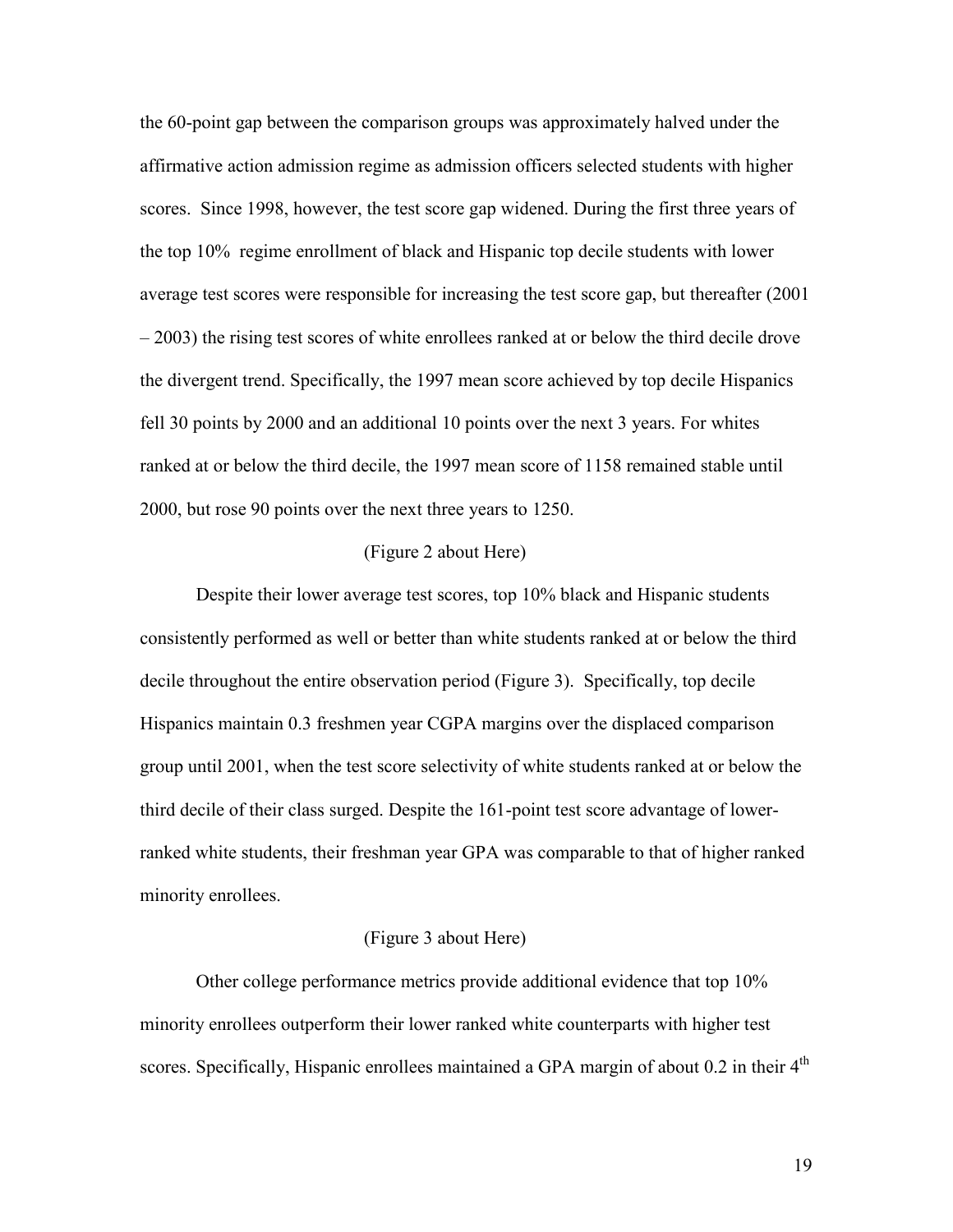the 60-point gap between the comparison groups was approximately halved under the affirmative action admission regime as admission officers selected students with higher scores. Since 1998, however, the test score gap widened. During the first three years of the top 10% regime enrollment of black and Hispanic top decile students with lower average test scores were responsible for increasing the test score gap, but thereafter (2001 – 2003) the rising test scores of white enrollees ranked at or below the third decile drove the divergent trend. Specifically, the 1997 mean score achieved by top decile Hispanics fell 30 points by 2000 and an additional 10 points over the next 3 years. For whites ranked at or below the third decile, the 1997 mean score of 1158 remained stable until 2000, but rose 90 points over the next three years to 1250.

(Figure 2 about Here)

Despite their lower average test scores, top 10% black and Hispanic students consistently performed as well or better than white students ranked at or below the third decile throughout the entire observation period (Figure 3). Specifically, top decile Hispanics maintain 0.3 freshmen year CGPA margins over the displaced comparison group until 2001, when the test score selectivity of white students ranked at or below the third decile of their class surged. Despite the 161-point test score advantage of lower-ranked white students, their freshman year GPA was comparable to that of higher ranked minority enrollees.

(Figure 3 about Here)

Other college performance metrics provide additional evidence that top 10% minority enrollees outperform their lower ranked white counterparts with higher test scores. Specifically, Hispanic enrollees maintained a GPA margin of about 0.2 in their 4th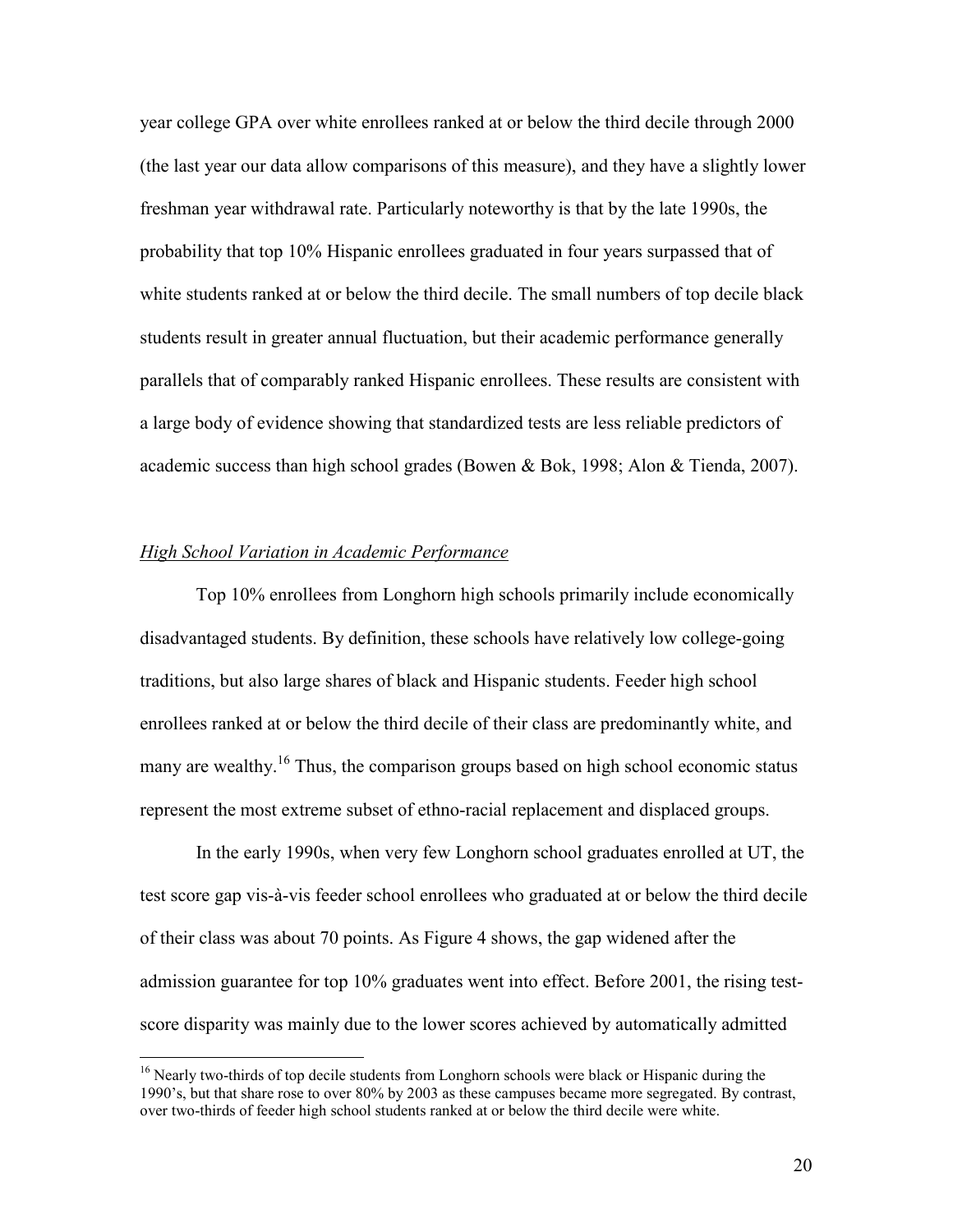year college GPA over white enrollees ranked at or below the third decile through 2000 (the last year our data allow comparisons of this measure), and they have a slightly lower freshman year withdrawal rate. Particularly noteworthy is that by the late 1990s, the probability that top 10% Hispanic enrollees graduated in four years surpassed that of white students ranked at or below the third decile. The small numbers of top decile black students result in greater annual fluctuation, but their academic performance generally parallels that of comparably ranked Hispanic enrollees. These results are consistent with a large body of evidence showing that standardized tests are less reliable predictors of academic success than high school grades (Bowen & Bok, 1998; Alon & Tienda, 2007).

*High School Variation in Academic Performance*

Top 10% enrollees from Longhorn high schools primarily include economically disadvantaged students. By definition, these schools have relatively low college-going traditions, but also large shares of black and Hispanic students. Feeder high school enrollees ranked at or below the third decile of their class are predominantly white, and many are wealthy.[16] Thus, the comparison groups based on high school economic status represent the most extreme subset of ethno-racial replacement and displaced groups.

In the early 1990s, when very few Longhorn school graduates enrolled at UT, the test score gap vis-à-vis feeder school enrollees who graduated at or below the third decile of their class was about 70 points. As Figure 4 shows, the gap widened after the admission guarantee for top 10% graduates went into effect. Before 2001, the rising test-score disparity was mainly due to the lower scores achieved by automatically admitted

[16] Nearly two-thirds of top decile students from Longhorn schools were black or Hispanic during the 1990's, but that share rose to over 80% by 2003 as these campuses became more segregated. By contrast, over two-thirds of feeder high school students ranked at or below the third decile were white.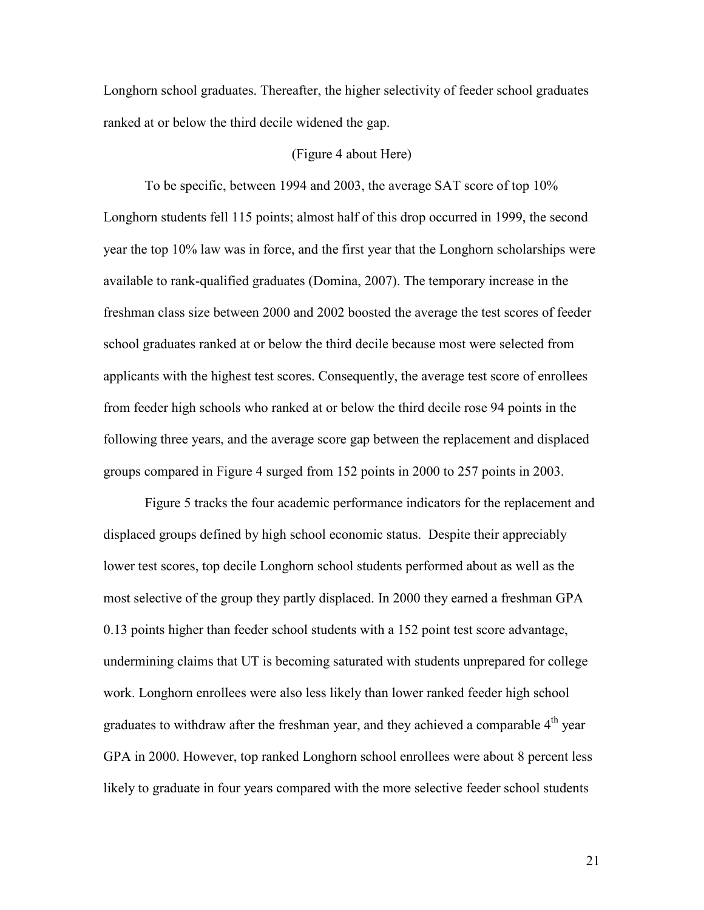Longhorn school graduates. Thereafter, the higher selectivity of feeder school graduates ranked at or below the third decile widened the gap.

(Figure 4 about Here)

To be specific, between 1994 and 2003, the average SAT score of top 10% Longhorn students fell 115 points; almost half of this drop occurred in 1999, the second year the top 10% law was in force, and the first year that the Longhorn scholarships were available to rank-qualified graduates (Domina, 2007). The temporary increase in the freshman class size between 2000 and 2002 boosted the average the test scores of feeder school graduates ranked at or below the third decile because most were selected from applicants with the highest test scores. Consequently, the average test score of enrollees from feeder high schools who ranked at or below the third decile rose 94 points in the following three years, and the average score gap between the replacement and displaced groups compared in Figure 4 surged from 152 points in 2000 to 257 points in 2003.

Figure 5 tracks the four academic performance indicators for the replacement and displaced groups defined by high school economic status. Despite their appreciably lower test scores, top decile Longhorn school students performed about as well as the most selective of the group they partly displaced. In 2000 they earned a freshman GPA 0.13 points higher than feeder school students with a 152 point test score advantage, undermining claims that UT is becoming saturated with students unprepared for college work. Longhorn enrollees were also less likely than lower ranked feeder high school graduates to withdraw after the freshman year, and they achieved a comparable 4th year GPA in 2000. However, top ranked Longhorn school enrollees were about 8 percent less likely to graduate in four years compared with the more selective feeder school students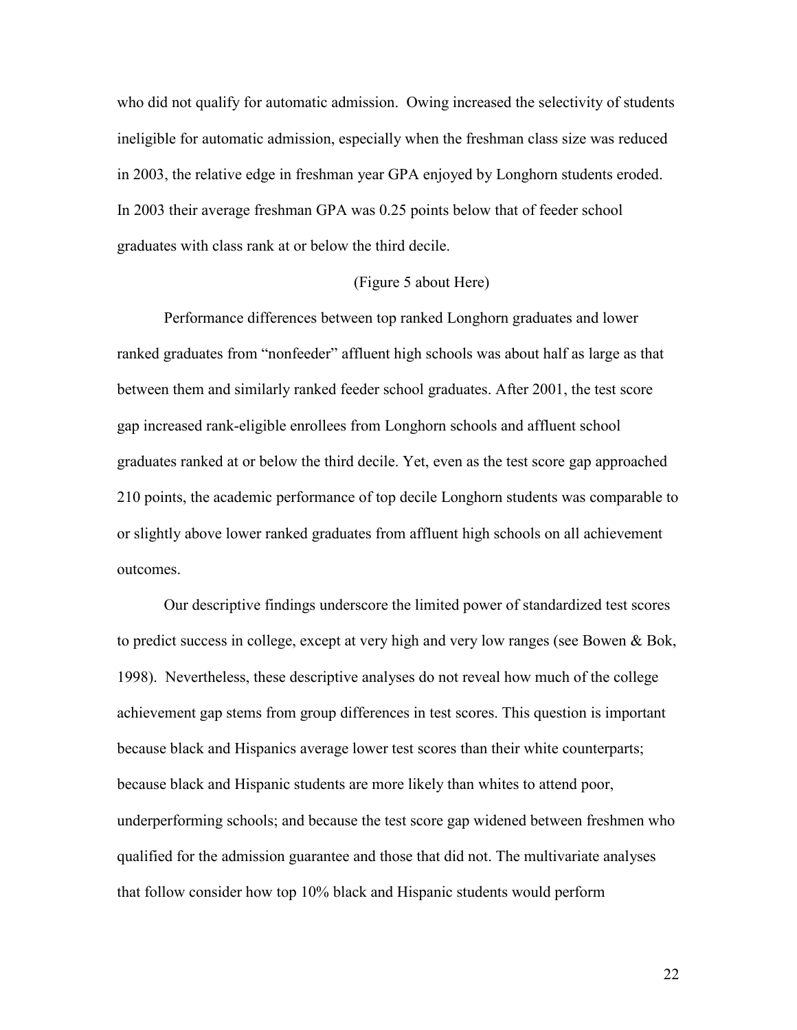who did not qualify for automatic admission. Owing increased the selectivity of students ineligible for automatic admission, especially when the freshman class size was reduced in 2003, the relative edge in freshman year GPA enjoyed by Longhorn students eroded. In 2003 their average freshman GPA was 0.25 points below that of feeder school graduates with class rank at or below the third decile.

(Figure 5 about Here)

Performance differences between top ranked Longhorn graduates and lower ranked graduates from "nonfeeder" affluent high schools was about half as large as that between them and similarly ranked feeder school graduates. After 2001, the test score gap increased rank-eligible enrollees from Longhorn schools and affluent school graduates ranked at or below the third decile. Yet, even as the test score gap approached 210 points, the academic performance of top decile Longhorn students was comparable to or slightly above lower ranked graduates from affluent high schools on all achievement outcomes.

Our descriptive findings underscore the limited power of standardized test scores to predict success in college, except at very high and very low ranges (see Bowen & Bok, 1998). Nevertheless, these descriptive analyses do not reveal how much of the college achievement gap stems from group differences in test scores. This question is important because black and Hispanics average lower test scores than their white counterparts; because black and Hispanic students are more likely than whites to attend poor, underperforming schools; and because the test score gap widened between freshmen who qualified for the admission guarantee and those that did not. The multivariate analyses that follow consider how top 10% black and Hispanic students would perform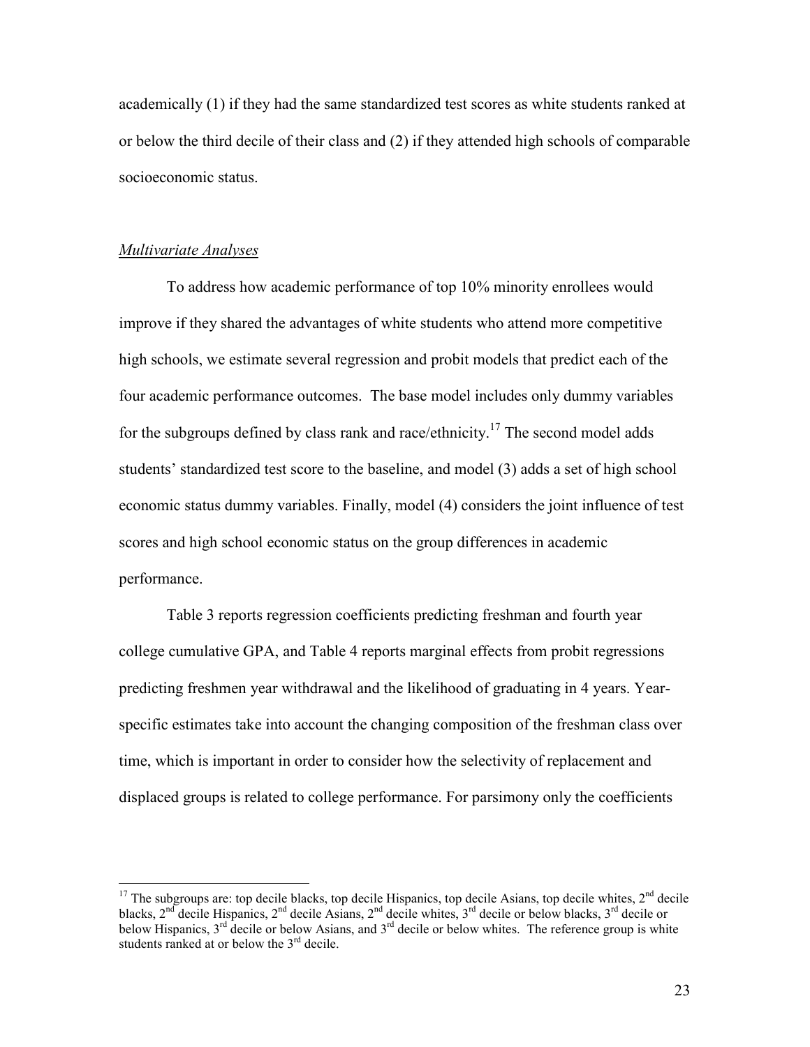academically (1) if they had the same standardized test scores as white students ranked at or below the third decile of their class and (2) if they attended high schools of comparable socioeconomic status.

*Multivariate Analyses*

To address how academic performance of top 10% minority enrollees would improve if they shared the advantages of white students who attend more competitive high schools, we estimate several regression and probit models that predict each of the four academic performance outcomes. The base model includes only dummy variables for the subgroups defined by class rank and race/ethnicity.[17] The second model adds students' standardized test score to the baseline, and model (3) adds a set of high school economic status dummy variables. Finally, model (4) considers the joint influence of test scores and high school economic status on the group differences in academic performance.

Table 3 reports regression coefficients predicting freshman and fourth year college cumulative GPA, and Table 4 reports marginal effects from probit regressions predicting freshmen year withdrawal and the likelihood of graduating in 4 years. Year-specific estimates take into account the changing composition of the freshman class over time, which is important in order to consider how the selectivity of replacement and displaced groups is related to college performance. For parsimony only the coefficients

---

[17] The subgroups are: top decile blacks, top decile Hispanics, top decile Asians, top decile whites, 2nd decile blacks, 2nd decile Hispanics, 2nd decile Asians, 2nd decile whites, 3rd decile or below blacks, 3rd decile or below Hispanics, 3rd decile or below Asians, and 3rd decile or below whites. The reference group is white students ranked at or below the 3rd decile.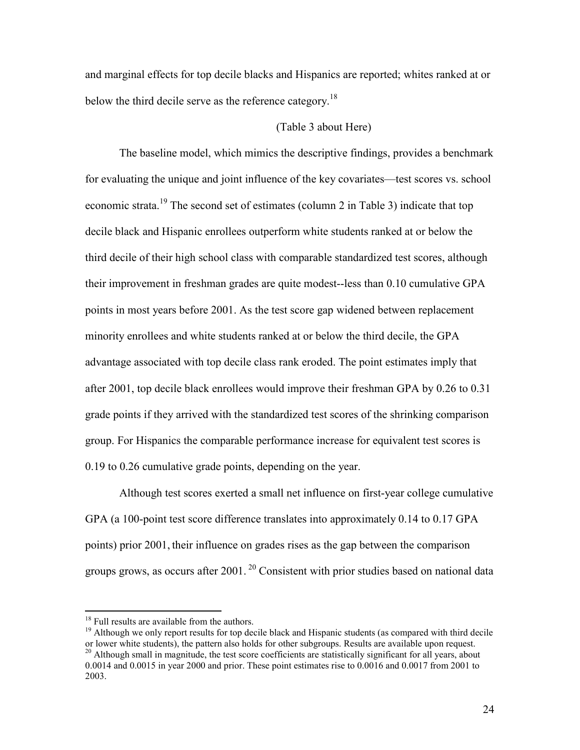and marginal effects for top decile blacks and Hispanics are reported; whites ranked at or below the third decile serve as the reference category.[18]

(Table 3 about Here)

The baseline model, which mimics the descriptive findings, provides a benchmark for evaluating the unique and joint influence of the key covariates—test scores vs. school economic strata.[19] The second set of estimates (column 2 in Table 3) indicate that top decile black and Hispanic enrollees outperform white students ranked at or below the third decile of their high school class with comparable standardized test scores, although their improvement in freshman grades are quite modest--less than 0.10 cumulative GPA points in most years before 2001. As the test score gap widened between replacement minority enrollees and white students ranked at or below the third decile, the GPA advantage associated with top decile class rank eroded. The point estimates imply that after 2001, top decile black enrollees would improve their freshman GPA by 0.26 to 0.31 grade points if they arrived with the standardized test scores of the shrinking comparison group. For Hispanics the comparable performance increase for equivalent test scores is 0.19 to 0.26 cumulative grade points, depending on the year.

Although test scores exerted a small net influence on first-year college cumulative GPA (a 100-point test score difference translates into approximately 0.14 to 0.17 GPA points) prior 2001, their influence on grades rises as the gap between the comparison groups grows, as occurs after 2001.[20] Consistent with prior studies based on national data

---

[18] Full results are available from the authors.

[19] Although we only report results for top decile black and Hispanic students (as compared with third decile or lower white students), the pattern also holds for other subgroups. Results are available upon request.

[20] Although small in magnitude, the test score coefficients are statistically significant for all years, about 0.0014 and 0.0015 in year 2000 and prior. These point estimates rise to 0.0016 and 0.0017 from 2001 to 2003.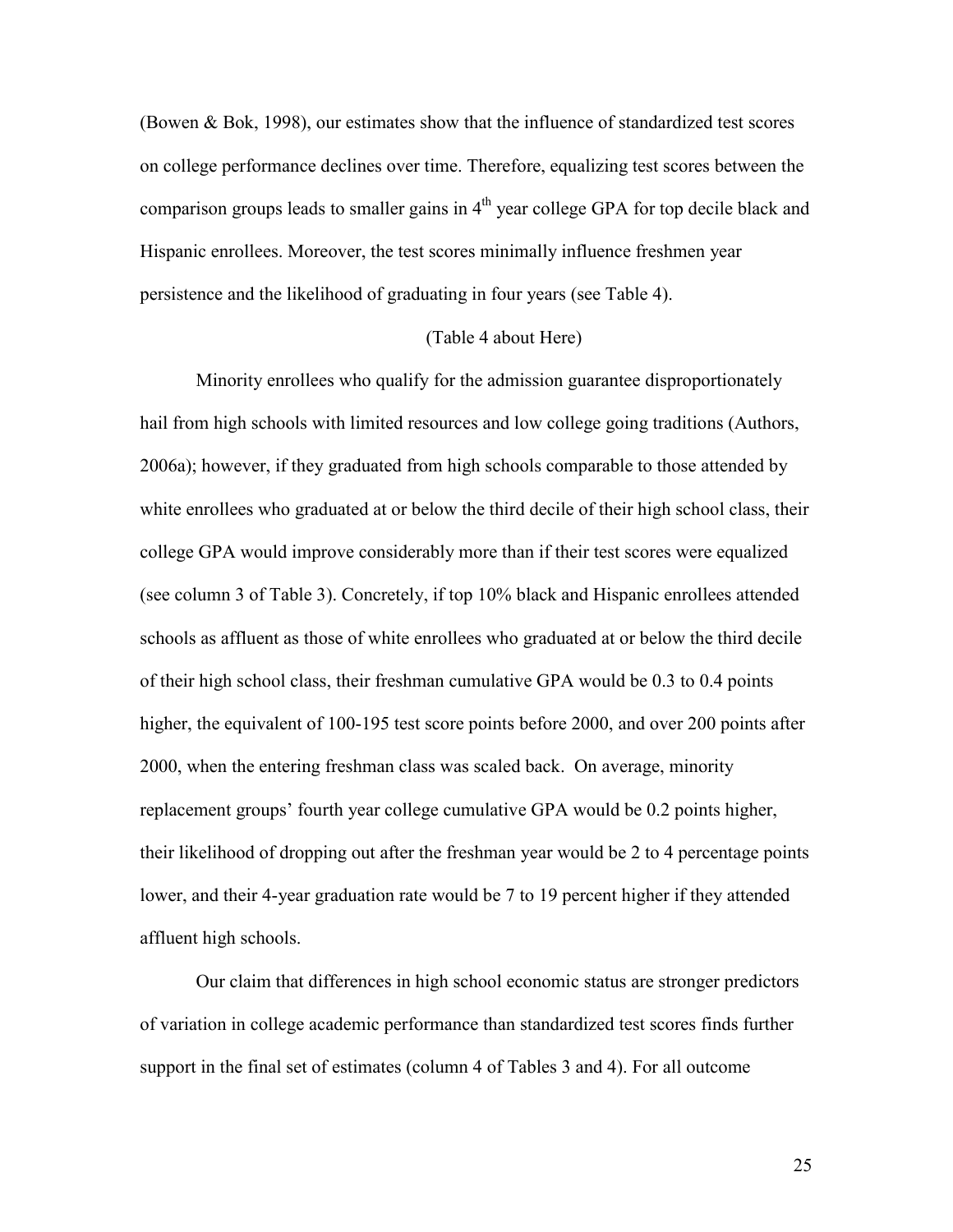(Bowen & Bok, 1998), our estimates show that the influence of standardized test scores on college performance declines over time. Therefore, equalizing test scores between the comparison groups leads to smaller gains in 4th year college GPA for top decile black and Hispanic enrollees. Moreover, the test scores minimally influence freshmen year persistence and the likelihood of graduating in four years (see Table 4).

(Table 4 about Here)

Minority enrollees who qualify for the admission guarantee disproportionately hail from high schools with limited resources and low college going traditions (Authors, 2006a); however, if they graduated from high schools comparable to those attended by white enrollees who graduated at or below the third decile of their high school class, their college GPA would improve considerably more than if their test scores were equalized (see column 3 of Table 3). Concretely, if top 10% black and Hispanic enrollees attended schools as affluent as those of white enrollees who graduated at or below the third decile of their high school class, their freshman cumulative GPA would be 0.3 to 0.4 points higher, the equivalent of 100-195 test score points before 2000, and over 200 points after 2000, when the entering freshman class was scaled back. On average, minority replacement groups' fourth year college cumulative GPA would be 0.2 points higher, their likelihood of dropping out after the freshman year would be 2 to 4 percentage points lower, and their 4-year graduation rate would be 7 to 19 percent higher if they attended affluent high schools.

Our claim that differences in high school economic status are stronger predictors of variation in college academic performance than standardized test scores finds further support in the final set of estimates (column 4 of Tables 3 and 4). For all outcome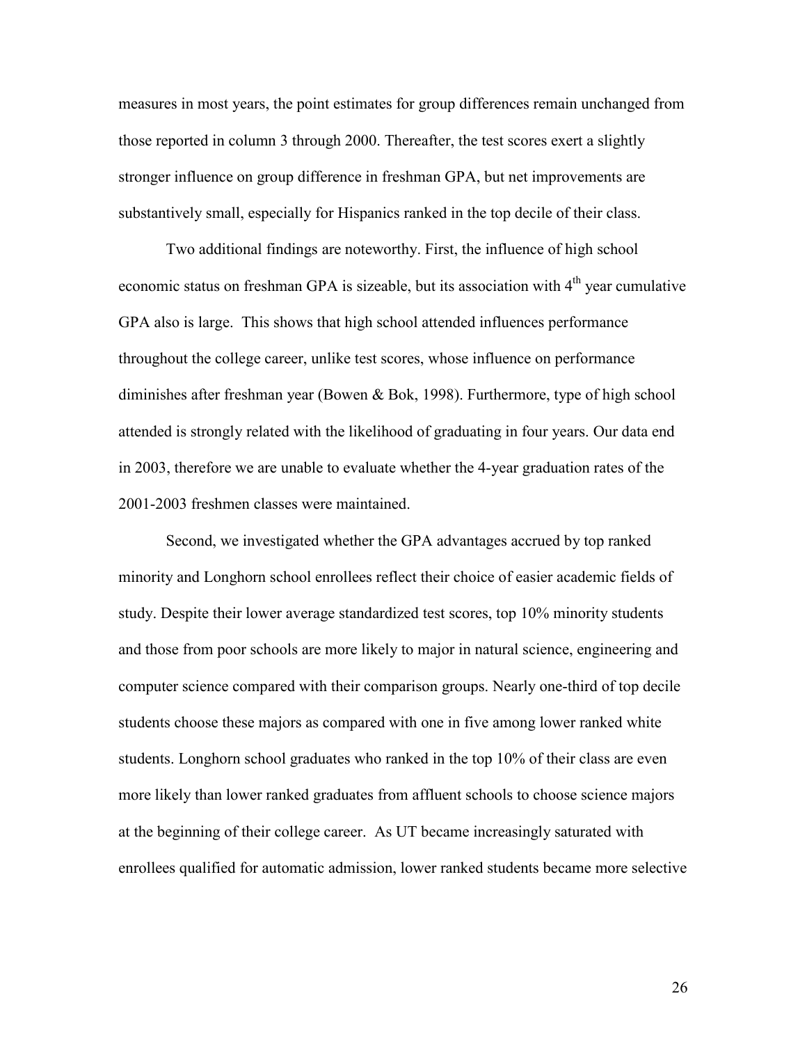measures in most years, the point estimates for group differences remain unchanged from those reported in column 3 through 2000. Thereafter, the test scores exert a slightly stronger influence on group difference in freshman GPA, but net improvements are substantively small, especially for Hispanics ranked in the top decile of their class.

Two additional findings are noteworthy. First, the influence of high school economic status on freshman GPA is sizeable, but its association with 4th year cumulative GPA also is large. This shows that high school attended influences performance throughout the college career, unlike test scores, whose influence on performance diminishes after freshman year (Bowen & Bok, 1998). Furthermore, type of high school attended is strongly related with the likelihood of graduating in four years. Our data end in 2003, therefore we are unable to evaluate whether the 4-year graduation rates of the 2001-2003 freshmen classes were maintained.

Second, we investigated whether the GPA advantages accrued by top ranked minority and Longhorn school enrollees reflect their choice of easier academic fields of study. Despite their lower average standardized test scores, top 10% minority students and those from poor schools are more likely to major in natural science, engineering and computer science compared with their comparison groups. Nearly one-third of top decile students choose these majors as compared with one in five among lower ranked white students. Longhorn school graduates who ranked in the top 10% of their class are even more likely than lower ranked graduates from affluent schools to choose science majors at the beginning of their college career. As UT became increasingly saturated with enrollees qualified for automatic admission, lower ranked students became more selective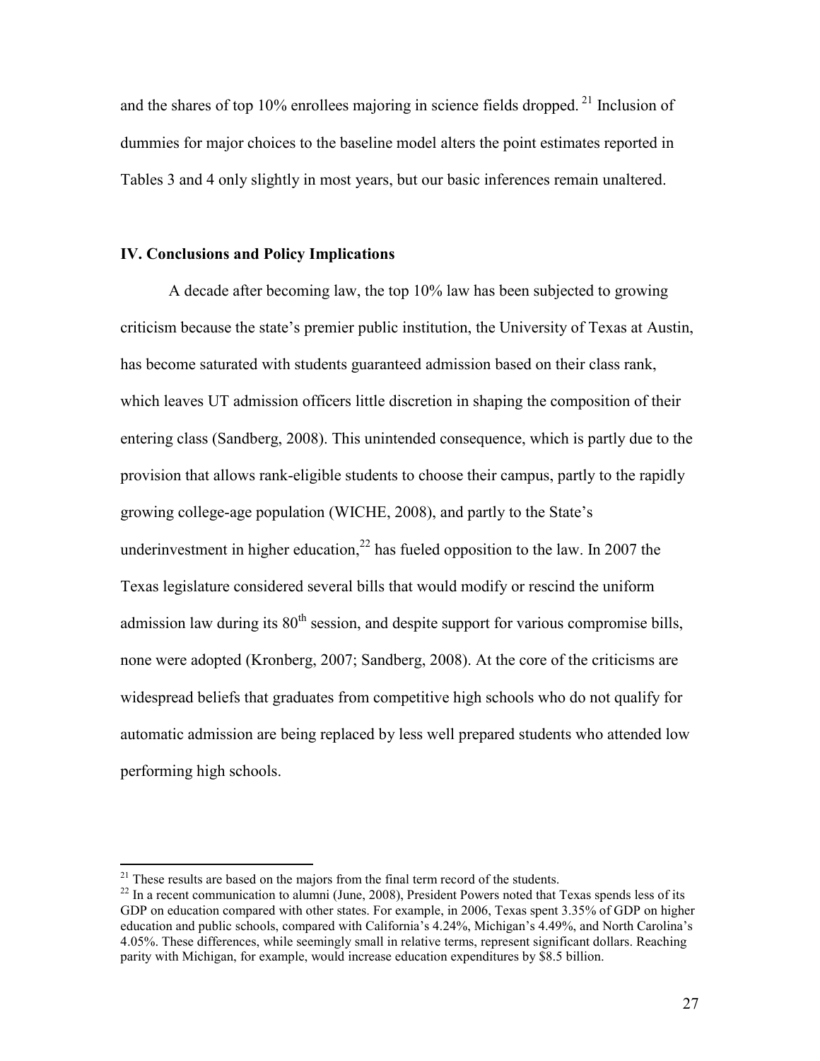and the shares of top 10% enrollees majoring in science fields dropped.[21] Inclusion of dummies for major choices to the baseline model alters the point estimates reported in Tables 3 and 4 only slightly in most years, but our basic inferences remain unaltered.

### IV. Conclusions and Policy Implications

A decade after becoming law, the top 10% law has been subjected to growing criticism because the state's premier public institution, the University of Texas at Austin, has become saturated with students guaranteed admission based on their class rank, which leaves UT admission officers little discretion in shaping the composition of their entering class (Sandberg, 2008). This unintended consequence, which is partly due to the provision that allows rank-eligible students to choose their campus, partly to the rapidly growing college-age population (WICHE, 2008), and partly to the State's underinvestment in higher education,[22] has fueled opposition to the law. In 2007 the Texas legislature considered several bills that would modify or rescind the uniform admission law during its 80th session, and despite support for various compromise bills, none were adopted (Kronberg, 2007; Sandberg, 2008). At the core of the criticisms are widespread beliefs that graduates from competitive high schools who do not qualify for automatic admission are being replaced by less well prepared students who attended low performing high schools.

---

[21] These results are based on the majors from the final term record of the students.

[22] In a recent communication to alumni (June, 2008), President Powers noted that Texas spends less of its GDP on education compared with other states. For example, in 2006, Texas spent 3.35% of GDP on higher education and public schools, compared with California's 4.24%, Michigan's 4.49%, and North Carolina's 4.05%. These differences, while seemingly small in relative terms, represent significant dollars. Reaching parity with Michigan, for example, would increase education expenditures by $8.5 billion.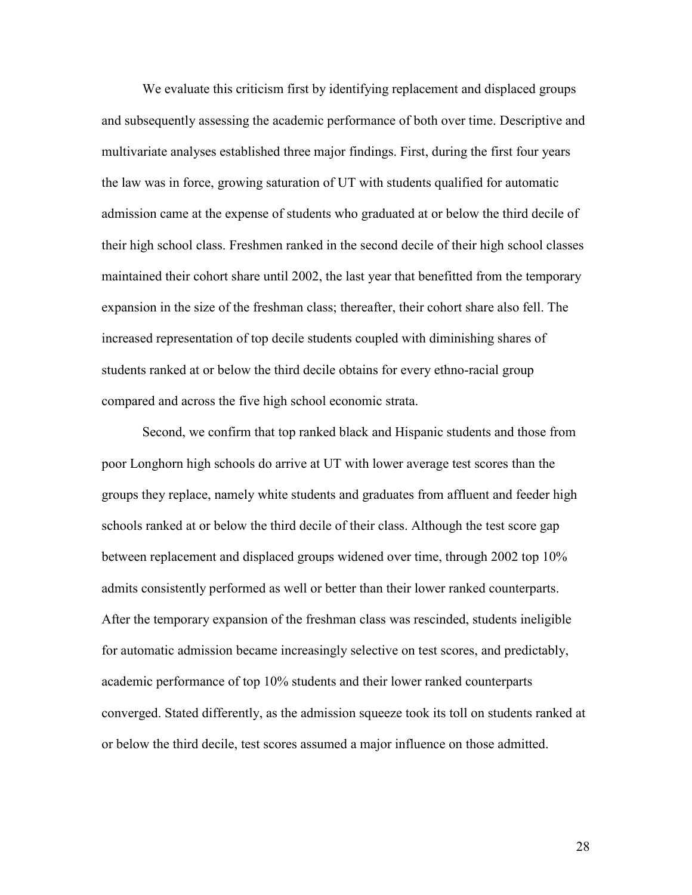We evaluate this criticism first by identifying replacement and displaced groups and subsequently assessing the academic performance of both over time. Descriptive and multivariate analyses established three major findings. First, during the first four years the law was in force, growing saturation of UT with students qualified for automatic admission came at the expense of students who graduated at or below the third decile of their high school class. Freshmen ranked in the second decile of their high school classes maintained their cohort share until 2002, the last year that benefitted from the temporary expansion in the size of the freshman class; thereafter, their cohort share also fell. The increased representation of top decile students coupled with diminishing shares of students ranked at or below the third decile obtains for every ethno-racial group compared and across the five high school economic strata.

Second, we confirm that top ranked black and Hispanic students and those from poor Longhorn high schools do arrive at UT with lower average test scores than the groups they replace, namely white students and graduates from affluent and feeder high schools ranked at or below the third decile of their class. Although the test score gap between replacement and displaced groups widened over time, through 2002 top 10% admits consistently performed as well or better than their lower ranked counterparts. After the temporary expansion of the freshman class was rescinded, students ineligible for automatic admission became increasingly selective on test scores, and predictably, academic performance of top 10% students and their lower ranked counterparts converged. Stated differently, as the admission squeeze took its toll on students ranked at or below the third decile, test scores assumed a major influence on those admitted.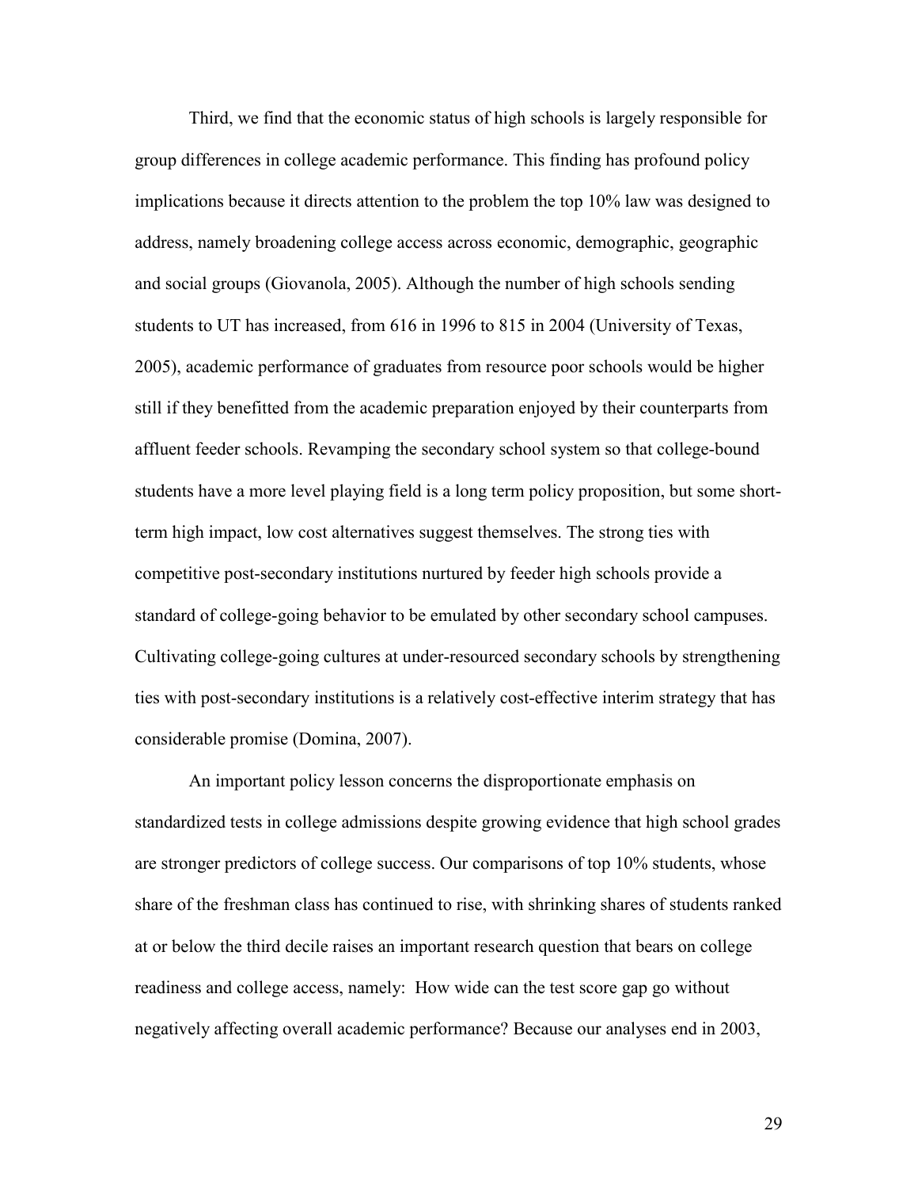Third, we find that the economic status of high schools is largely responsible for group differences in college academic performance. This finding has profound policy implications because it directs attention to the problem the top 10% law was designed to address, namely broadening college access across economic, demographic, geographic and social groups (Giovanola, 2005). Although the number of high schools sending students to UT has increased, from 616 in 1996 to 815 in 2004 (University of Texas, 2005), academic performance of graduates from resource poor schools would be higher still if they benefitted from the academic preparation enjoyed by their counterparts from affluent feeder schools. Revamping the secondary school system so that college-bound students have a more level playing field is a long term policy proposition, but some short-term high impact, low cost alternatives suggest themselves. The strong ties with competitive post-secondary institutions nurtured by feeder high schools provide a standard of college-going behavior to be emulated by other secondary school campuses. Cultivating college-going cultures at under-resourced secondary schools by strengthening ties with post-secondary institutions is a relatively cost-effective interim strategy that has considerable promise (Domina, 2007).

An important policy lesson concerns the disproportionate emphasis on standardized tests in college admissions despite growing evidence that high school grades are stronger predictors of college success. Our comparisons of top 10% students, whose share of the freshman class has continued to rise, with shrinking shares of students ranked at or below the third decile raises an important research question that bears on college readiness and college access, namely: How wide can the test score gap go without negatively affecting overall academic performance? Because our analyses end in 2003,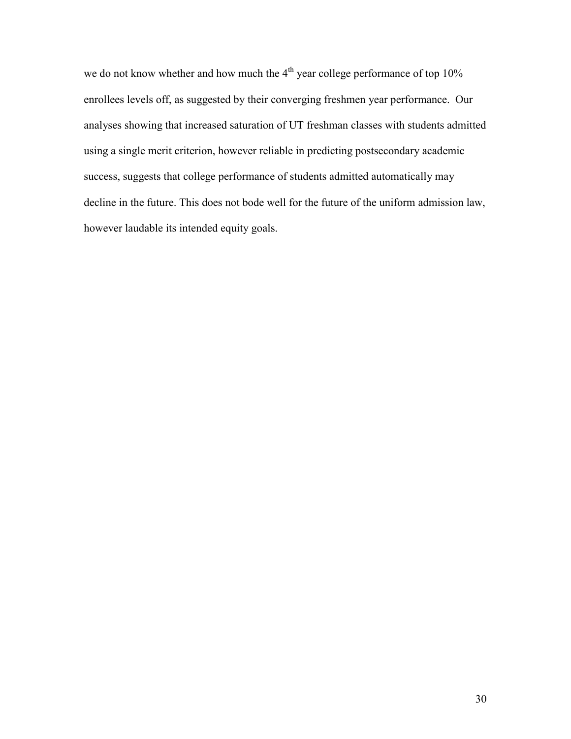we do not know whether and how much the 4th year college performance of top 10% enrollees levels off, as suggested by their converging freshmen year performance. Our analyses showing that increased saturation of UT freshman classes with students admitted using a single merit criterion, however reliable in predicting postsecondary academic success, suggests that college performance of students admitted automatically may decline in the future. This does not bode well for the future of the uniform admission law, however laudable its intended equity goals.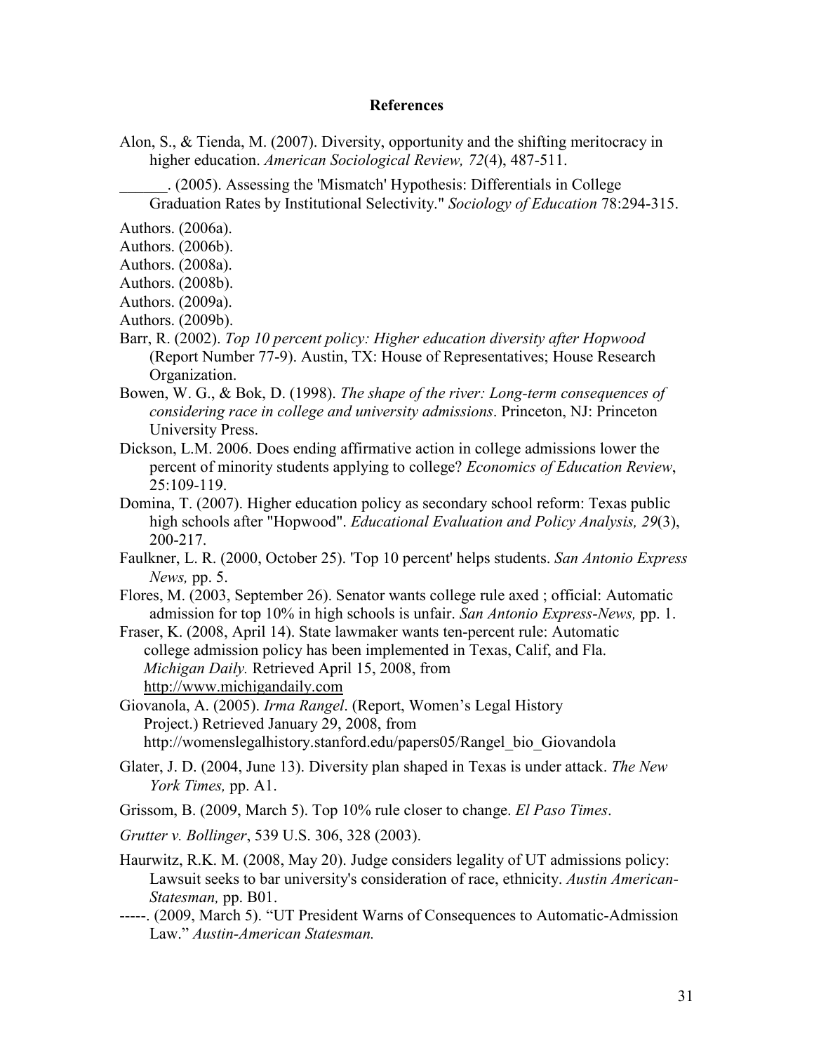## References

Alon, S., & Tienda, M. (2007). Diversity, opportunity and the shifting meritocracy in higher education. *American Sociological Review, 72*(4), 487-511.

______. (2005). Assessing the 'Mismatch' Hypothesis: Differentials in College Graduation Rates by Institutional Selectivity." *Sociology of Education* 78:294-315.

Authors. (2006a).

Authors. (2006b).

Authors. (2008a).

Authors. (2008b).

Authors. (2009a).

Authors. (2009b).

Barr, R. (2002). *Top 10 percent policy: Higher education diversity after Hopwood* (Report Number 77-9). Austin, TX: House of Representatives; House Research Organization.

Bowen, W. G., & Bok, D. (1998). *The shape of the river: Long-term consequences of considering race in college and university admissions*. Princeton, NJ: Princeton University Press.

Dickson, L.M. 2006. Does ending affirmative action in college admissions lower the percent of minority students applying to college? *Economics of Education Review*, 25:109-119.

Domina, T. (2007). Higher education policy as secondary school reform: Texas public high schools after "Hopwood". *Educational Evaluation and Policy Analysis, 29*(3), 200-217.

Faulkner, L. R. (2000, October 25). 'Top 10 percent' helps students. *San Antonio Express News,* pp. 5.

Flores, M. (2003, September 26). Senator wants college rule axed ; official: Automatic admission for top 10% in high schools is unfair. *San Antonio Express-News,* pp. 1.

Fraser, K. (2008, April 14). State lawmaker wants ten-percent rule: Automatic college admission policy has been implemented in Texas, Calif, and Fla. *Michigan Daily.* Retrieved April 15, 2008, from http://www.michigandaily.com

Giovanola, A. (2005). *Irma Rangel*. (Report, Women's Legal History Project.) Retrieved January 29, 2008, from http://womenslegalhistory.stanford.edu/papers05/Rangel_bio_Giovandola

Glater, J. D. (2004, June 13). Diversity plan shaped in Texas is under attack. *The New York Times,* pp. A1.

Grissom, B. (2009, March 5). Top 10% rule closer to change. *El Paso Times*.

*Grutter v. Bollinger*, 539 U.S. 306, 328 (2003).

Haurwitz, R.K. M. (2008, May 20). Judge considers legality of UT admissions policy: Lawsuit seeks to bar university's consideration of race, ethnicity. *Austin American-Statesman,* pp. B01.

-----. (2009, March 5). "UT President Warns of Consequences to Automatic-Admission Law." *Austin-American Statesman.*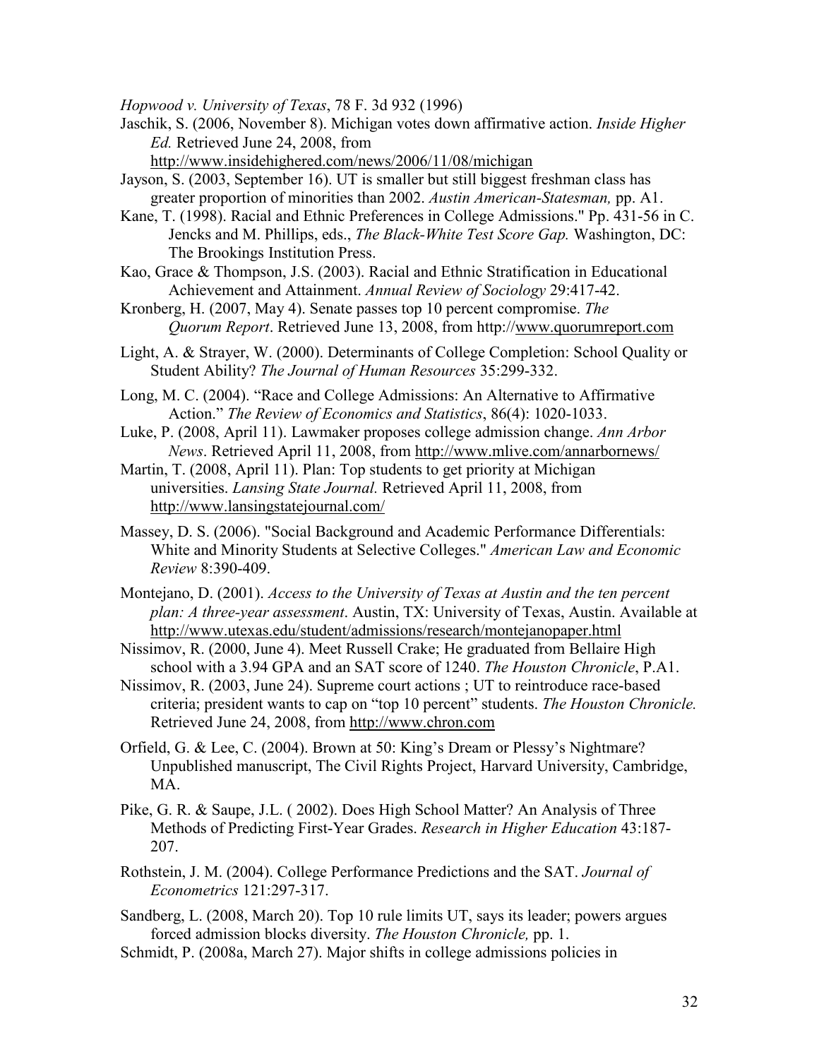*Hopwood v. University of Texas*, 78 F. 3d 932 (1996)

Jaschik, S. (2006, November 8). Michigan votes down affirmative action. *Inside Higher Ed.* Retrieved June 24, 2008, from http://www.insidehighered.com/news/2006/11/08/michigan

Jayson, S. (2003, September 16). UT is smaller but still biggest freshman class has greater proportion of minorities than 2002. *Austin American-Statesman,* pp. A1.

Kane, T. (1998). Racial and Ethnic Preferences in College Admissions." Pp. 431-56 in C. Jencks and M. Phillips, eds., *The Black-White Test Score Gap.* Washington, DC: The Brookings Institution Press.

Kao, Grace & Thompson, J.S. (2003). Racial and Ethnic Stratification in Educational Achievement and Attainment. *Annual Review of Sociology* 29:417-42.

Kronberg, H. (2007, May 4). Senate passes top 10 percent compromise. *The Quorum Report*. Retrieved June 13, 2008, from http://www.quorumreport.com

Light, A. & Strayer, W. (2000). Determinants of College Completion: School Quality or Student Ability? *The Journal of Human Resources* 35:299-332.

Long, M. C. (2004). "Race and College Admissions: An Alternative to Affirmative Action." *The Review of Economics and Statistics*, 86(4): 1020-1033.

Luke, P. (2008, April 11). Lawmaker proposes college admission change. *Ann Arbor News*. Retrieved April 11, 2008, from http://www.mlive.com/annarbornews/

Martin, T. (2008, April 11). Plan: Top students to get priority at Michigan universities. *Lansing State Journal.* Retrieved April 11, 2008, from http://www.lansingstatejournal.com/

Massey, D. S. (2006). "Social Background and Academic Performance Differentials: White and Minority Students at Selective Colleges." *American Law and Economic Review* 8:390-409.

Montejano, D. (2001). *Access to the University of Texas at Austin and the ten percent plan: A three-year assessment*. Austin, TX: University of Texas, Austin. Available at http://www.utexas.edu/student/admissions/research/montejanopaper.html

Nissimov, R. (2000, June 4). Meet Russell Crake; He graduated from Bellaire High school with a 3.94 GPA and an SAT score of 1240. *The Houston Chronicle*, P.A1.

Nissimov, R. (2003, June 24). Supreme court actions ; UT to reintroduce race-based criteria; president wants to cap on "top 10 percent" students. *The Houston Chronicle.* Retrieved June 24, 2008, from http://www.chron.com

Orfield, G. & Lee, C. (2004). Brown at 50: King's Dream or Plessy's Nightmare? Unpublished manuscript, The Civil Rights Project, Harvard University, Cambridge, MA.

Pike, G. R. & Saupe, J.L. ( 2002). Does High School Matter? An Analysis of Three Methods of Predicting First-Year Grades. *Research in Higher Education* 43:187-207.

Rothstein, J. M. (2004). College Performance Predictions and the SAT. *Journal of Econometrics* 121:297-317.

Sandberg, L. (2008, March 20). Top 10 rule limits UT, says its leader; powers argues forced admission blocks diversity. *The Houston Chronicle,* pp. 1.

Schmidt, P. (2008a, March 27). Major shifts in college admissions policies in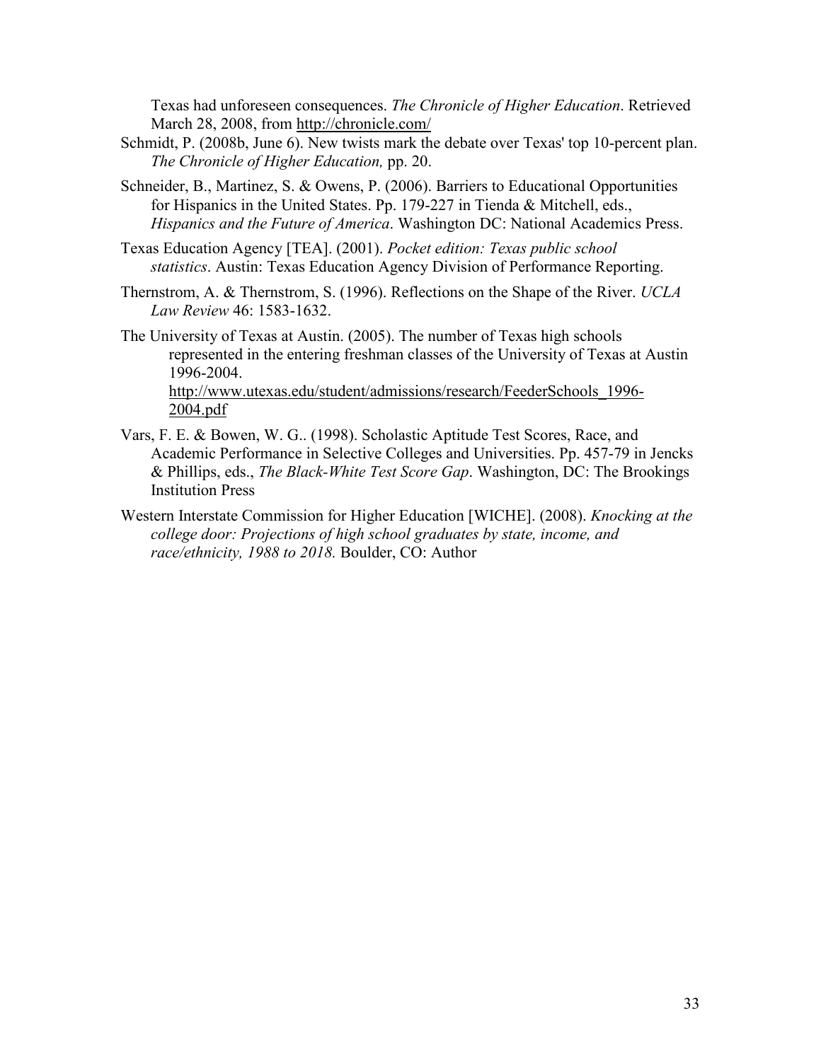Texas had unforeseen consequences. *The Chronicle of Higher Education*. Retrieved March 28, 2008, from http://chronicle.com/

Schmidt, P. (2008b, June 6). New twists mark the debate over Texas' top 10-percent plan. *The Chronicle of Higher Education,* pp. 20.

Schneider, B., Martinez, S. & Owens, P. (2006). Barriers to Educational Opportunities for Hispanics in the United States. Pp. 179-227 in Tienda & Mitchell, eds., *Hispanics and the Future of America*. Washington DC: National Academics Press.

Texas Education Agency [TEA]. (2001). *Pocket edition: Texas public school statistics*. Austin: Texas Education Agency Division of Performance Reporting.

Thernstrom, A. & Thernstrom, S. (1996). Reflections on the Shape of the River. *UCLA Law Review* 46: 1583-1632.

The University of Texas at Austin. (2005). The number of Texas high schools represented in the entering freshman classes of the University of Texas at Austin 1996-2004. http://www.utexas.edu/student/admissions/research/FeederSchools_1996-2004.pdf

Vars, F. E. & Bowen, W. G.. (1998). Scholastic Aptitude Test Scores, Race, and Academic Performance in Selective Colleges and Universities. Pp. 457-79 in Jencks & Phillips, eds., *The Black-White Test Score Gap*. Washington, DC: The Brookings Institution Press

Western Interstate Commission for Higher Education [WICHE]. (2008). *Knocking at the college door: Projections of high school graduates by state, income, and race/ethnicity, 1988 to 2018.* Boulder, CO: Author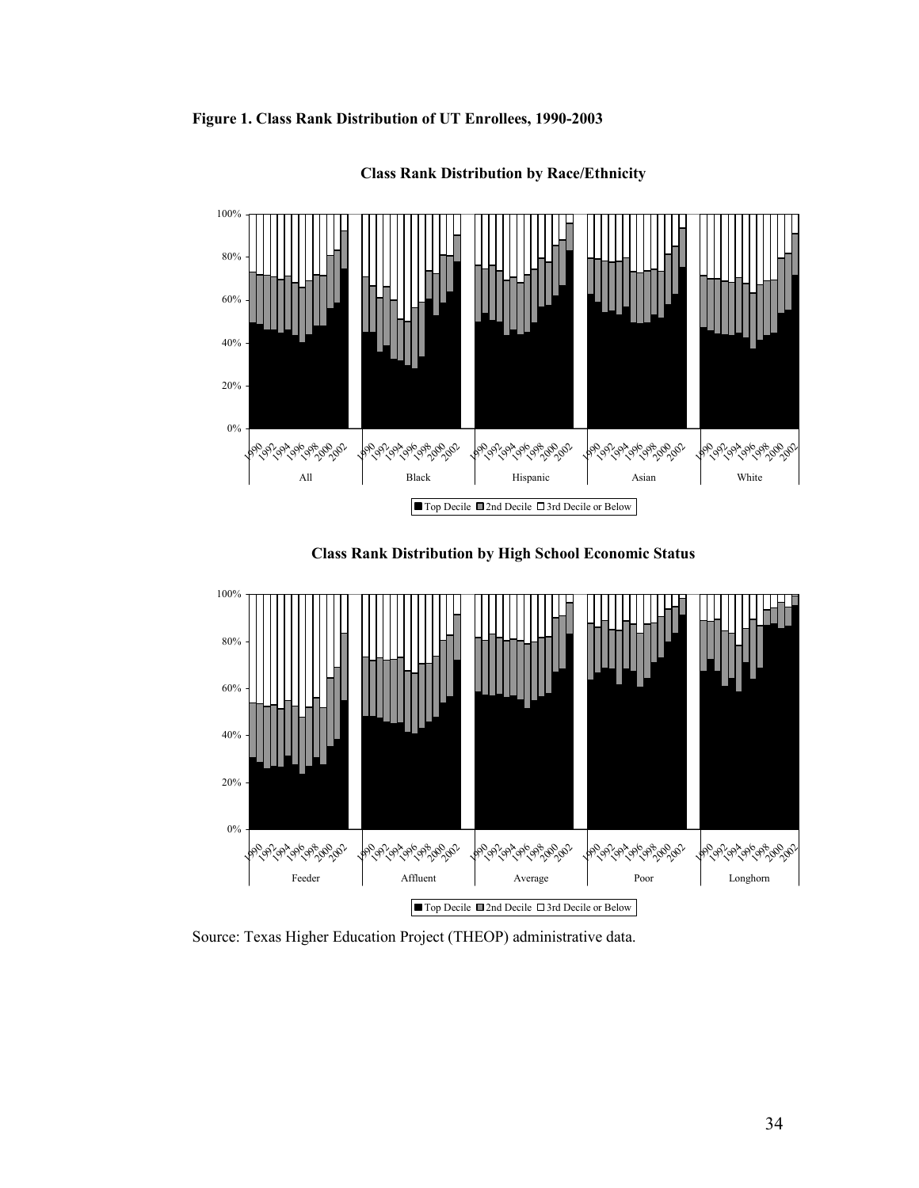**Figure 1. Class Rank Distribution of UT Enrollees, 1990-2003**

**Class Rank Distribution by Race/Ethnicity**

**Class Rank Distribution by High School Economic Status**

Source: Texas Higher Education Project (THEOP) administrative data.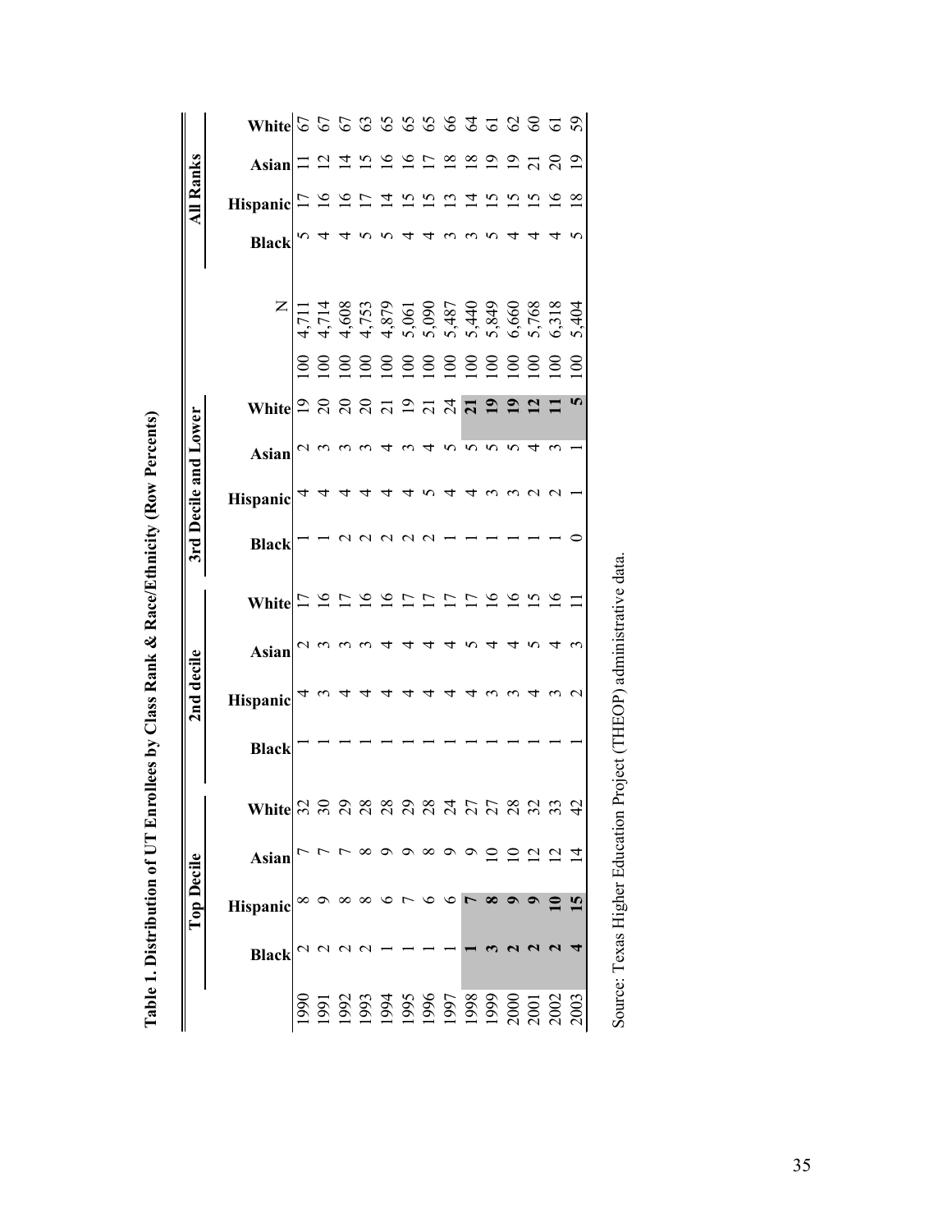**Table 1. Distribution of UT Enrollees by Class Rank & Race/Ethnicity (Row Percents)**

| | Top Decile | | | | 2nd decile | | | | 3rd Decile and Lower | | | | | | All Ranks | | | |
|---|---|---|---|---|---|---|---|---|---|---|---|---|---|---|---|---|---|---|
| | Black | Hispanic | Asian | White | Black | Hispanic | Asian | White | Black | Hispanic | Asian | White | | N | Black | Hispanic | Asian | White |
| 1990 | 2 | 8 | 7 | 32 | 1 | 4 | 2 | 17 | 1 | 4 | 2 | 19 | 100 | 4,711 | 5 | 17 | 11 | 67 |
| 1991 | 2 | 9 | 7 | 30 | 1 | 3 | 3 | 16 | 1 | 4 | 3 | 20 | 100 | 4,714 | 4 | 16 | 12 | 67 |
| 1992 | 2 | 8 | 7 | 29 | 1 | 4 | 3 | 17 | 2 | 4 | 3 | 20 | 100 | 4,608 | 4 | 16 | 14 | 67 |
| 1993 | 2 | 8 | 8 | 28 | 1 | 4 | 3 | 16 | 2 | 4 | 3 | 20 | 100 | 4,753 | 5 | 17 | 15 | 63 |
| 1994 | 1 | 6 | 9 | 28 | 1 | 4 | 4 | 16 | 2 | 4 | 4 | 21 | 100 | 4,879 | 5 | 14 | 16 | 65 |
| 1995 | 1 | 7 | 9 | 29 | 1 | 4 | 4 | 17 | 2 | 4 | 3 | 19 | 100 | 5,061 | 4 | 15 | 16 | 65 |
| 1996 | 1 | 6 | 8 | 28 | 1 | 4 | 4 | 17 | 2 | 5 | 4 | 21 | 100 | 5,090 | 4 | 15 | 17 | 65 |
| 1997 | 1 | 6 | 9 | 24 | 1 | 4 | 4 | 17 | 1 | 4 | 5 | 24 | 100 | 5,487 | 3 | 13 | 18 | 66 |
| 1998 | **1** | **7** | 9 | 27 | 1 | 4 | 5 | 17 | 1 | 4 | 5 | **21** | 100 | 5,440 | 3 | 14 | 18 | 64 |
| 1999 | **3** | **8** | 10 | 27 | 1 | 3 | 4 | 16 | 1 | 3 | 5 | **19** | 100 | 5,849 | 5 | 15 | 19 | 61 |
| 2000 | **2** | **9** | 10 | 28 | 1 | 3 | 4 | 16 | 1 | 3 | 5 | **19** | 100 | 6,660 | 4 | 15 | 19 | 62 |
| 2001 | **2** | **9** | 12 | 32 | 1 | 4 | 5 | 15 | 1 | 2 | 4 | **12** | 100 | 5,768 | 4 | 15 | 21 | 60 |
| 2002 | **2** | **10** | 12 | 33 | 1 | 3 | 4 | 16 | 1 | 2 | 3 | **11** | 100 | 6,318 | 4 | 16 | 20 | 61 |
| 2003 | **4** | **15** | 14 | 42 | 1 | 2 | 3 | 11 | 0 | 1 | 1 | **5** | 100 | 5,404 | 5 | 18 | 19 | 59 |

Source: Texas Higher Education Project (THEOP) administrative data.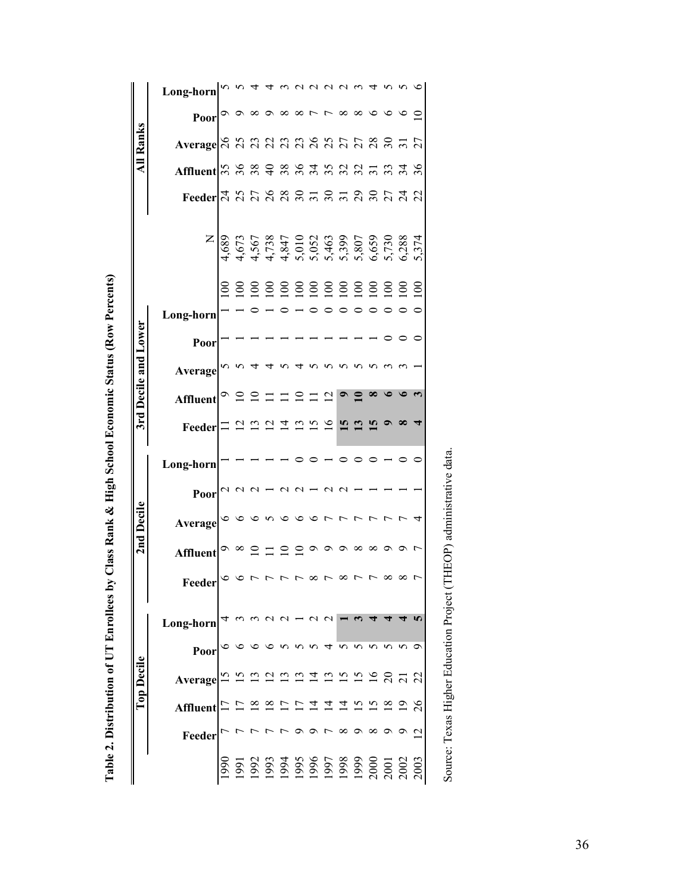**Table 2. Distribution of UT Enrollees by Class Rank & High School Economic Status (Row Percents)**

| | Top Decile | | | | | 2nd Decile | | | | | 3rd Decile and Lower | | | | | | | All Ranks | | | | |
|---|---|---|---|---|---|---|---|---|---|---|---|---|---|---|---|---|---|---|---|---|---|---|
| | Feeder | Affluent | Average | Poor | Long-horn | Feeder | Affluent | Average | Poor | Long-horn | Feeder | Affluent | Average | Poor | Long-horn | | N | Feeder | Affluent | Average | Poor | Long-horn |
| 1990 | 7 | 17 | 15 | 6 | 4 | 6 | 9 | 6 | 2 | 1 | 11 | 9 | 5 | 1 | 1 | 100 | 4,689 | 24 | 35 | 26 | 9 | 5 |
| 1991 | 7 | 17 | 15 | 6 | 3 | 6 | 8 | 6 | 2 | 1 | 12 | 10 | 5 | 1 | 1 | 100 | 4,673 | 25 | 36 | 25 | 9 | 5 |
| 1992 | 7 | 18 | 13 | 6 | 3 | 7 | 10 | 6 | 2 | 1 | 13 | 10 | 4 | 1 | 0 | 100 | 4,567 | 27 | 38 | 23 | 8 | 4 |
| 1993 | 7 | 18 | 12 | 6 | 2 | 7 | 11 | 5 | 1 | 1 | 12 | 11 | 4 | 1 | 1 | 100 | 4,738 | 26 | 40 | 22 | 9 | 4 |
| 1994 | 7 | 17 | 13 | 5 | 2 | 7 | 10 | 6 | 2 | 1 | 14 | 11 | 5 | 1 | 0 | 100 | 4,847 | 28 | 38 | 23 | 8 | 3 |
| 1995 | 9 | 17 | 13 | 5 | 1 | 7 | 10 | 6 | 2 | 0 | 13 | 10 | 4 | 1 | 1 | 100 | 5,010 | 30 | 36 | 23 | 8 | 2 |
| 1996 | 9 | 14 | 14 | 5 | 2 | 8 | 9 | 6 | 1 | 0 | 15 | 11 | 5 | 1 | 0 | 100 | 5,052 | 31 | 34 | 26 | 7 | 2 |
| 1997 | 7 | 14 | 13 | 4 | 2 | 7 | 9 | 7 | 2 | 1 | 16 | 12 | 5 | 1 | 0 | 100 | 5,463 | 30 | 35 | 25 | 7 | 2 |
| 1998 | 8 | 14 | 15 | 5 | **1** | 8 | 9 | 7 | 2 | 0 | **15** | **9** | 5 | 1 | 0 | 100 | 5,399 | 31 | 32 | 27 | 8 | 2 |
| 1999 | 9 | 15 | 15 | 5 | **3** | 7 | 8 | 7 | 1 | 0 | **13** | **10** | 5 | 1 | 0 | 100 | 5,807 | 29 | 32 | 27 | 8 | 3 |
| 2000 | 8 | 15 | 16 | 5 | **4** | 7 | 8 | 7 | 1 | 0 | **15** | **8** | 5 | 1 | 0 | 100 | 6,659 | 30 | 31 | 28 | 6 | 4 |
| 2001 | 9 | 18 | 20 | 5 | **4** | 8 | 9 | 7 | 1 | 1 | **9** | **6** | 3 | 0 | 0 | 100 | 5,730 | 27 | 33 | 30 | 6 | 5 |
| 2002 | 9 | 19 | 21 | 5 | **4** | 8 | 9 | 7 | 1 | 0 | **8** | **6** | 3 | 0 | 0 | 100 | 6,288 | 24 | 34 | 31 | 6 | 5 |
| 2003 | 12 | 26 | 22 | 9 | **5** | 7 | 7 | 4 | 1 | 0 | **4** | **3** | 1 | 0 | 0 | 100 | 5,374 | 22 | 36 | 27 | 10 | 6 |

Source: Texas Higher Education Project (THEOP) administrative data.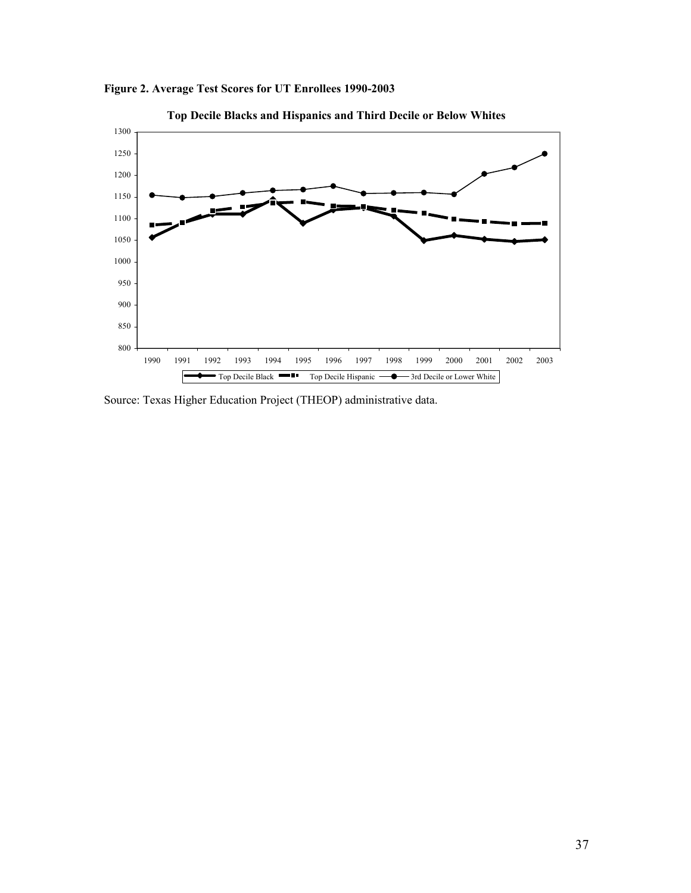**Figure 2. Average Test Scores for UT Enrollees 1990-2003**

**Top Decile Blacks and Hispanics and Third Decile or Below Whites**

Source: Texas Higher Education Project (THEOP) administrative data.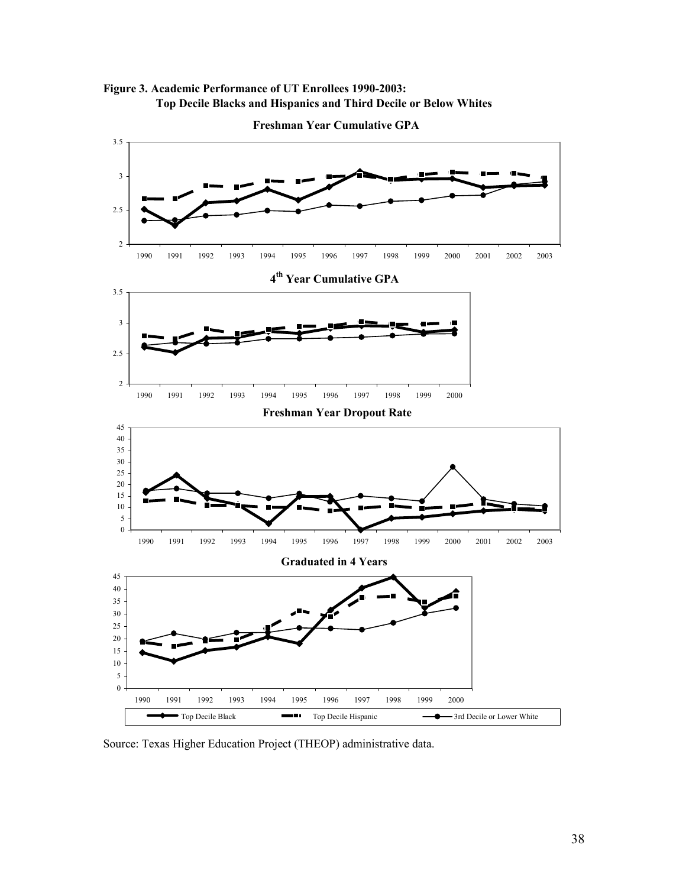**Figure 3. Academic Performance of UT Enrollees 1990-2003: Top Decile Blacks and Hispanics and Third Decile or Below Whites**

Source: Texas Higher Education Project (THEOP) administrative data.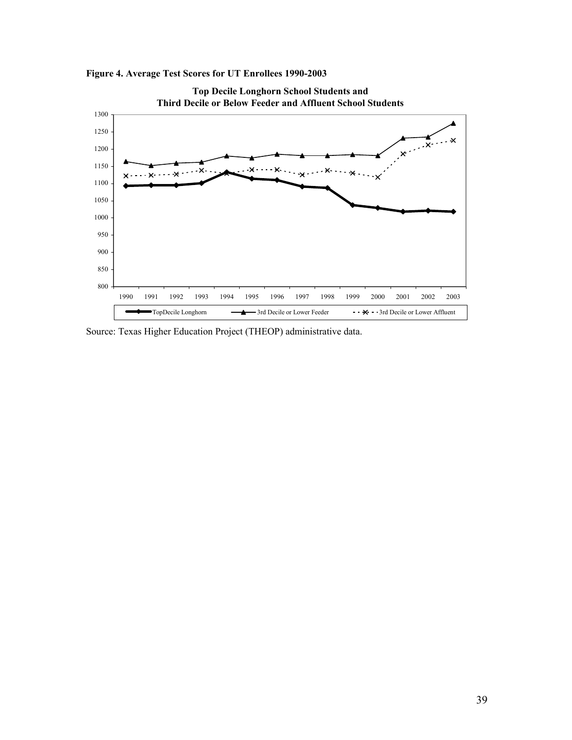**Figure 4. Average Test Scores for UT Enrollees 1990-2003**

Source: Texas Higher Education Project (THEOP) administrative data.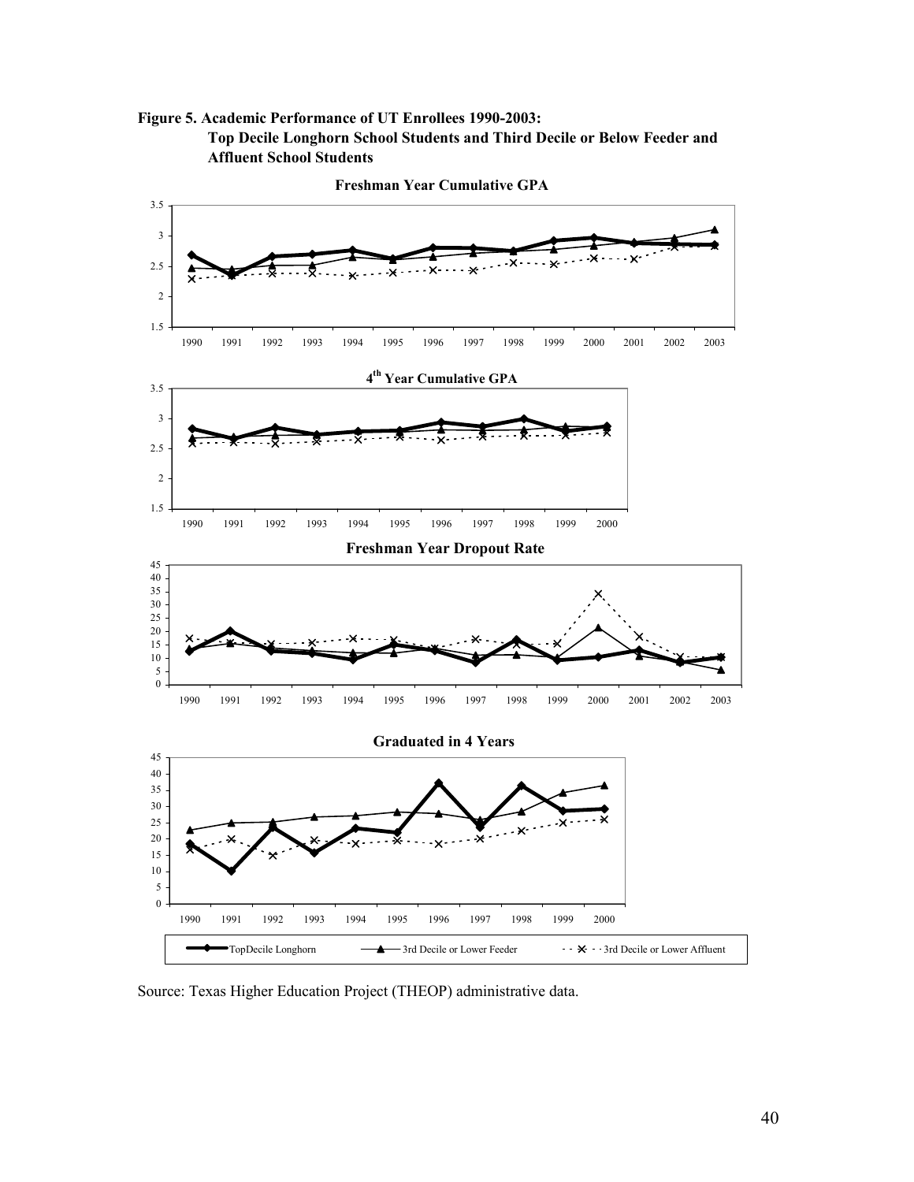**Figure 5. Academic Performance of UT Enrollees 1990-2003: Top Decile Longhorn School Students and Third Decile or Below Feeder and Affluent School Students**

Source: Texas Higher Education Project (THEOP) administrative data.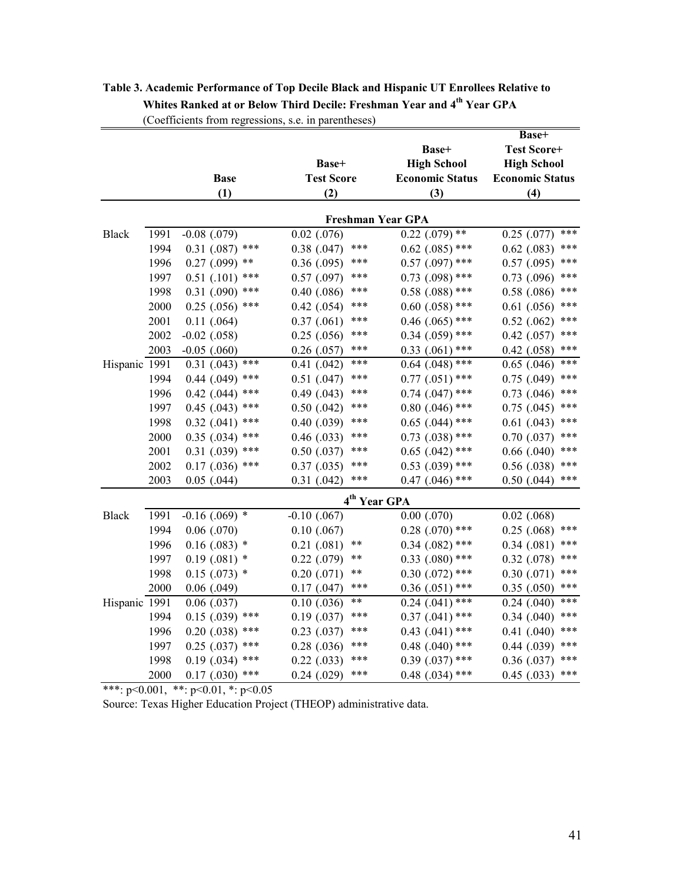**Table 3. Academic Performance of Top Decile Black and Hispanic UT Enrollees Relative to Whites Ranked at or Below Third Decile: Freshman Year and 4th Year GPA**

(Coefficients from regressions, s.e. in parentheses)

| | | Base (1) | Base+ Test Score (2) | Base+ High School Economic Status (3) | Base+ Test Score+ High School Economic Status (4) |
|---|---|---|---|---|---|
| | | **Freshman Year GPA** | | | |
| Black | 1991 | -0.08 (.079) | 0.02 (.076) | 0.22 (.079) ** | 0.25 (.077) *** |
| | 1994 | 0.31 (.087) *** | 0.38 (.047) *** | 0.62 (.085) *** | 0.62 (.083) *** |
| | 1996 | 0.27 (.099) ** | 0.36 (.095) *** | 0.57 (.097) *** | 0.57 (.095) *** |
| | 1997 | 0.51 (.101) *** | 0.57 (.097) *** | 0.73 (.098) *** | 0.73 (.096) *** |
| | 1998 | 0.31 (.090) *** | 0.40 (.086) *** | 0.58 (.088) *** | 0.58 (.086) *** |
| | 2000 | 0.25 (.056) *** | 0.42 (.054) *** | 0.60 (.058) *** | 0.61 (.056) *** |
| | 2001 | 0.11 (.064) | 0.37 (.061) *** | 0.46 (.065) *** | 0.52 (.062) *** |
| | 2002 | -0.02 (.058) | 0.25 (.056) *** | 0.34 (.059) *** | 0.42 (.057) *** |
| | 2003 | -0.05 (.060) | 0.26 (.057) *** | 0.33 (.061) *** | 0.42 (.058) *** |
| Hispanic | 1991 | 0.31 (.043) *** | 0.41 (.042) *** | 0.64 (.048) *** | 0.65 (.046) *** |
| | 1994 | 0.44 (.049) *** | 0.51 (.047) *** | 0.77 (.051) *** | 0.75 (.049) *** |
| | 1996 | 0.42 (.044) *** | 0.49 (.043) *** | 0.74 (.047) *** | 0.73 (.046) *** |
| | 1997 | 0.45 (.043) *** | 0.50 (.042) *** | 0.80 (.046) *** | 0.75 (.045) *** |
| | 1998 | 0.32 (.041) *** | 0.40 (.039) *** | 0.65 (.044) *** | 0.61 (.043) *** |
| | 2000 | 0.35 (.034) *** | 0.46 (.033) *** | 0.73 (.038) *** | 0.70 (.037) *** |
| | 2001 | 0.31 (.039) *** | 0.50 (.037) *** | 0.65 (.042) *** | 0.66 (.040) *** |
| | 2002 | 0.17 (.036) *** | 0.37 (.035) *** | 0.53 (.039) *** | 0.56 (.038) *** |
| | 2003 | 0.05 (.044) | 0.31 (.042) *** | 0.47 (.046) *** | 0.50 (.044) *** |
| | | **4th Year GPA** | | | |
| Black | 1991 | -0.16 (.069) * | -0.10 (.067) | 0.00 (.070) | 0.02 (.068) |
| | 1994 | 0.06 (.070) | 0.10 (.067) | 0.28 (.070) *** | 0.25 (.068) *** |
| | 1996 | 0.16 (.083) * | 0.21 (.081) ** | 0.34 (.082) *** | 0.34 (.081) *** |
| | 1997 | 0.19 (.081) * | 0.22 (.079) ** | 0.33 (.080) *** | 0.32 (.078) *** |
| | 1998 | 0.15 (.073) * | 0.20 (.071) ** | 0.30 (.072) *** | 0.30 (.071) *** |
| | 2000 | 0.06 (.049) | 0.17 (.047) *** | 0.36 (.051) *** | 0.35 (.050) *** |
| Hispanic | 1991 | 0.06 (.037) | 0.10 (.036) ** | 0.24 (.041) *** | 0.24 (.040) *** |
| | 1994 | 0.15 (.039) *** | 0.19 (.037) *** | 0.37 (.041) *** | 0.34 (.040) *** |
| | 1996 | 0.20 (.038) *** | 0.23 (.037) *** | 0.43 (.041) *** | 0.41 (.040) *** |
| | 1997 | 0.25 (.037) *** | 0.28 (.036) *** | 0.48 (.040) *** | 0.44 (.039) *** |
| | 1998 | 0.19 (.034) *** | 0.22 (.033) *** | 0.39 (.037) *** | 0.36 (.037) *** |
| | 2000 | 0.17 (.030) *** | 0.24 (.029) *** | 0.48 (.034) *** | 0.45 (.033) *** |

***: $p<0.001$, **: $p<0.01$, *: $p<0.05$

Source: Texas Higher Education Project (THEOP) administrative data.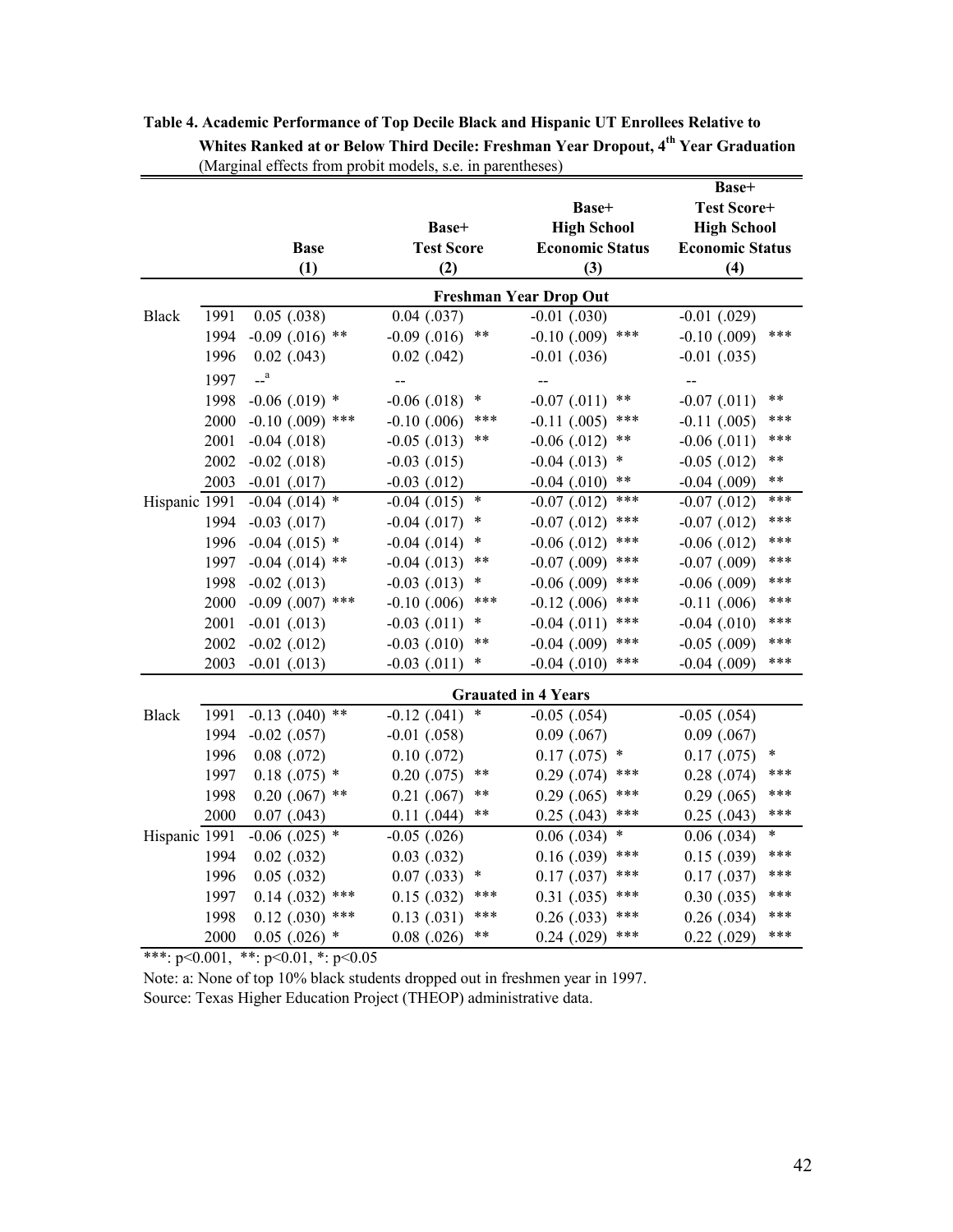**Table 4. Academic Performance of Top Decile Black and Hispanic UT Enrollees Relative to Whites Ranked at or Below Third Decile: Freshman Year Dropout, 4[th] Year Graduation**
(Marginal effects from probit models, s.e. in parentheses)

| | | Base (1) | Base+ Test Score (2) | Base+ High School Economic Status (3) | Base+ Test Score+ High School Economic Status (4) |
|---|---|---|---|---|---|
| | | **Freshman Year Drop Out** | | | |
| Black | 1991 | 0.05 (.038) | 0.04 (.037) | -0.01 (.030) | -0.01 (.029) |
| | 1994 | -0.09 (.016) ** | -0.09 (.016) ** | -0.10 (.009) *** | -0.10 (.009) *** |
| | 1996 | 0.02 (.043) | 0.02 (.042) | -0.01 (.036) | -0.01 (.035) |
| | 1997 | --[a] | -- | -- | -- |
| | 1998 | -0.06 (.019) * | -0.06 (.018) * | -0.07 (.011) ** | -0.07 (.011) ** |
| | 2000 | -0.10 (.009) *** | -0.10 (.006) *** | -0.11 (.005) *** | -0.11 (.005) *** |
| | 2001 | -0.04 (.018) | -0.05 (.013) ** | -0.06 (.012) ** | -0.06 (.011) *** |
| | 2002 | -0.02 (.018) | -0.03 (.015) | -0.04 (.013) * | -0.05 (.012) ** |
| | 2003 | -0.01 (.017) | -0.03 (.012) | -0.04 (.010) ** | -0.04 (.009) ** |
| Hispanic | 1991 | -0.04 (.014) * | -0.04 (.015) * | -0.07 (.012) *** | -0.07 (.012) *** |
| | 1994 | -0.03 (.017) | -0.04 (.017) * | -0.07 (.012) *** | -0.07 (.012) *** |
| | 1996 | -0.04 (.015) * | -0.04 (.014) * | -0.06 (.012) *** | -0.06 (.012) *** |
| | 1997 | -0.04 (.014) ** | -0.04 (.013) ** | -0.07 (.009) *** | -0.07 (.009) *** |
| | 1998 | -0.02 (.013) | -0.03 (.013) * | -0.06 (.009) *** | -0.06 (.009) *** |
| | 2000 | -0.09 (.007) *** | -0.10 (.006) *** | -0.12 (.006) *** | -0.11 (.006) *** |
| | 2001 | -0.01 (.013) | -0.03 (.011) * | -0.04 (.011) *** | -0.04 (.010) *** |
| | 2002 | -0.02 (.012) | -0.03 (.010) ** | -0.04 (.009) *** | -0.05 (.009) *** |
| | 2003 | -0.01 (.013) | -0.03 (.011) * | -0.04 (.010) *** | -0.04 (.009) *** |
| | | **Grauated in 4 Years** | | | |
| Black | 1991 | -0.13 (.040) ** | -0.12 (.041) * | -0.05 (.054) | -0.05 (.054) |
| | 1994 | -0.02 (.057) | -0.01 (.058) | 0.09 (.067) | 0.09 (.067) |
| | 1996 | 0.08 (.072) | 0.10 (.072) | 0.17 (.075) * | 0.17 (.075) * |
| | 1997 | 0.18 (.075) * | 0.20 (.075) ** | 0.29 (.074) *** | 0.28 (.074) *** |
| | 1998 | 0.20 (.067) ** | 0.21 (.067) ** | 0.29 (.065) *** | 0.29 (.065) *** |
| | 2000 | 0.07 (.043) | 0.11 (.044) ** | 0.25 (.043) *** | 0.25 (.043) *** |
| Hispanic | 1991 | -0.06 (.025) * | -0.05 (.026) | 0.06 (.034) * | 0.06 (.034) * |
| | 1994 | 0.02 (.032) | 0.03 (.032) | 0.16 (.039) *** | 0.15 (.039) *** |
| | 1996 | 0.05 (.032) | 0.07 (.033) * | 0.17 (.037) *** | 0.17 (.037) *** |
| | 1997 | 0.14 (.032) *** | 0.15 (.032) *** | 0.31 (.035) *** | 0.30 (.035) *** |
| | 1998 | 0.12 (.030) *** | 0.13 (.031) *** | 0.26 (.033) *** | 0.26 (.034) *** |
| | 2000 | 0.05 (.026) * | 0.08 (.026) ** | 0.24 (.029) *** | 0.22 (.029) *** |

***: $p<0.001$, **: $p<0.01$, *: $p<0.05$

Note: a: None of top 10% black students dropped out in freshmen year in 1997.

Source: Texas Higher Education Project (THEOP) administrative data.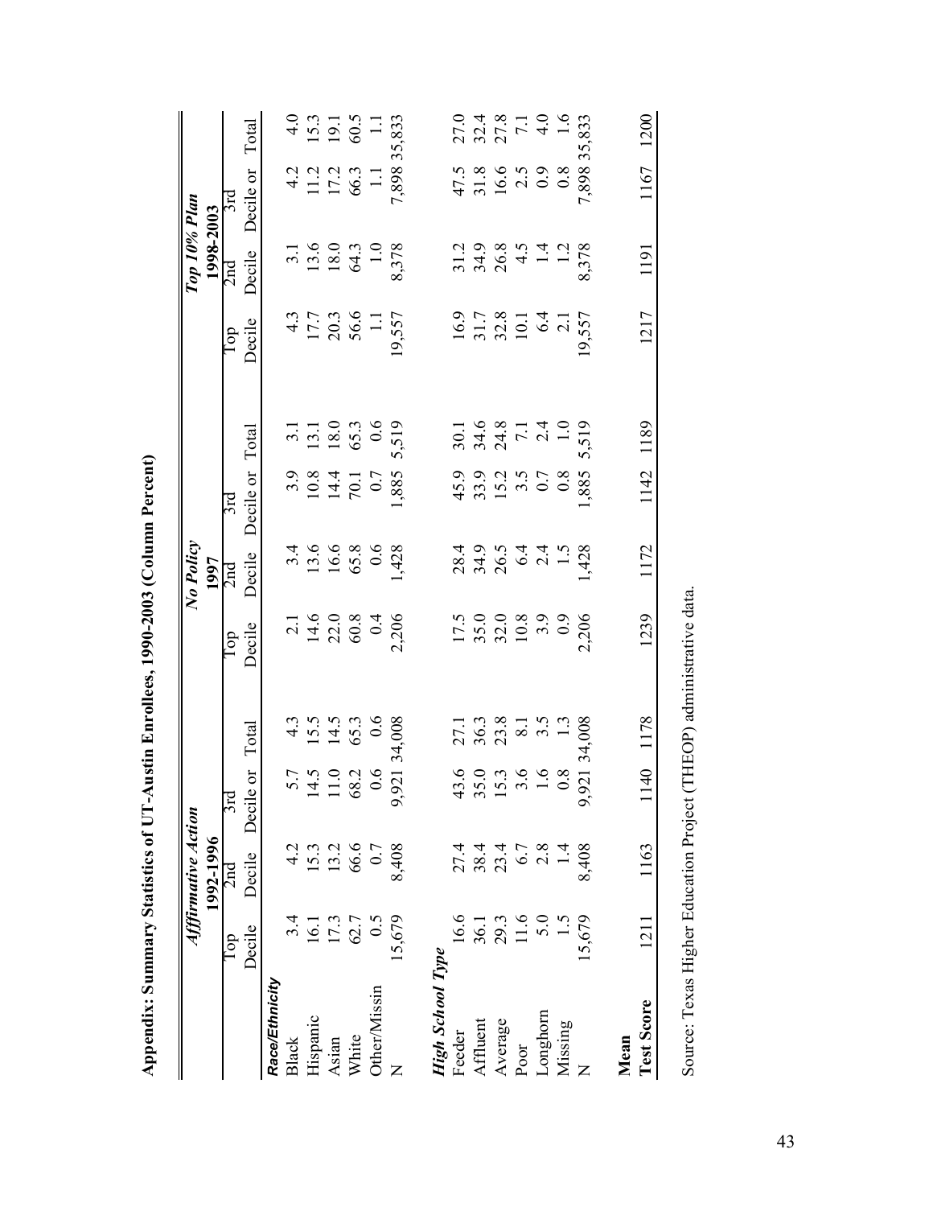**Appendix: Summary Statistics of UT-Austin Enrollees, 1990-2003 (Column Percent)**

| | *Affirmative Action* 1992-1996 | | | *No Policy* 1997 | | | *Top 10% Plan* 1998-2003 | | |
|---|---|---|---|---|---|---|---|---|---|
| | Top Decile | 2nd Decile | 3rd Decile or Total | Top Decile | 2nd Decile | 3rd Decile or Total | Top Decile | 2nd Decile | 3rd Decile or Total |
| ***Race/Ethnicity*** | | | | | | | | | |
| Black | 3.4 | 4.2 | 5.7 4.3 | 2.1 | 3.4 | 3.9 3.1 | 4.3 | 3.1 | 4.2 4.0 |
| Hispanic | 16.1 | 15.3 | 14.5 15.5 | 14.6 | 13.6 | 10.8 13.1 | 17.7 | 13.6 | 11.2 15.3 |
| Asian | 17.3 | 13.2 | 11.0 14.5 | 22.0 | 16.6 | 14.4 18.0 | 20.3 | 18.0 | 17.2 19.1 |
| White | 62.7 | 66.6 | 68.2 65.3 | 60.8 | 65.8 | 70.1 65.3 | 56.6 | 64.3 | 66.3 60.5 |
| Other/Missin | 0.5 | 0.7 | 0.6 0.6 | 0.4 | 0.6 | 0.7 0.6 | 1.1 | 1.0 | 1.1 1.1 |
| N | 15,679 | 8,408 | 9,921 34,008 | 2,206 | 1,428 | 1,885 5,519 | 19,557 | 8,378 | 7,898 35,833 |
| ***High School Type*** | | | | | | | | | |
| Feeder | 16.6 | 27.4 | 43.6 27.1 | 17.5 | 28.4 | 45.9 30.1 | 16.9 | 31.2 | 47.5 27.0 |
| Affluent | 36.1 | 38.4 | 35.0 36.3 | 35.0 | 34.9 | 33.9 34.6 | 31.7 | 34.9 | 31.8 32.4 |
| Average | 29.3 | 23.4 | 15.3 23.8 | 32.0 | 26.5 | 15.2 24.8 | 32.8 | 26.8 | 16.6 27.8 |
| Poor | 11.6 | 6.7 | 3.6 8.1 | 10.8 | 6.4 | 3.5 7.1 | 10.1 | 4.5 | 2.5 7.1 |
| Longhorn | 5.0 | 2.8 | 1.6 3.5 | 3.9 | 2.4 | 0.7 2.4 | 6.4 | 1.4 | 0.9 4.0 |
| Missing | 1.5 | 1.4 | 0.8 1.3 | 0.9 | 1.5 | 0.8 1.0 | 2.1 | 1.2 | 0.8 1.6 |
| N | 15,679 | 8,408 | 9,921 34,008 | 2,206 | 1,428 | 1,885 5,519 | 19,557 | 8,378 | 7,898 35,833 |
| **Mean Test Score** | 1211 | 1163 | 1140 1178 | 1239 | 1172 | 1142 1189 | 1217 | 1191 | 1167 1200 |

Source: Texas Higher Education Project (THEOP) administrative data.